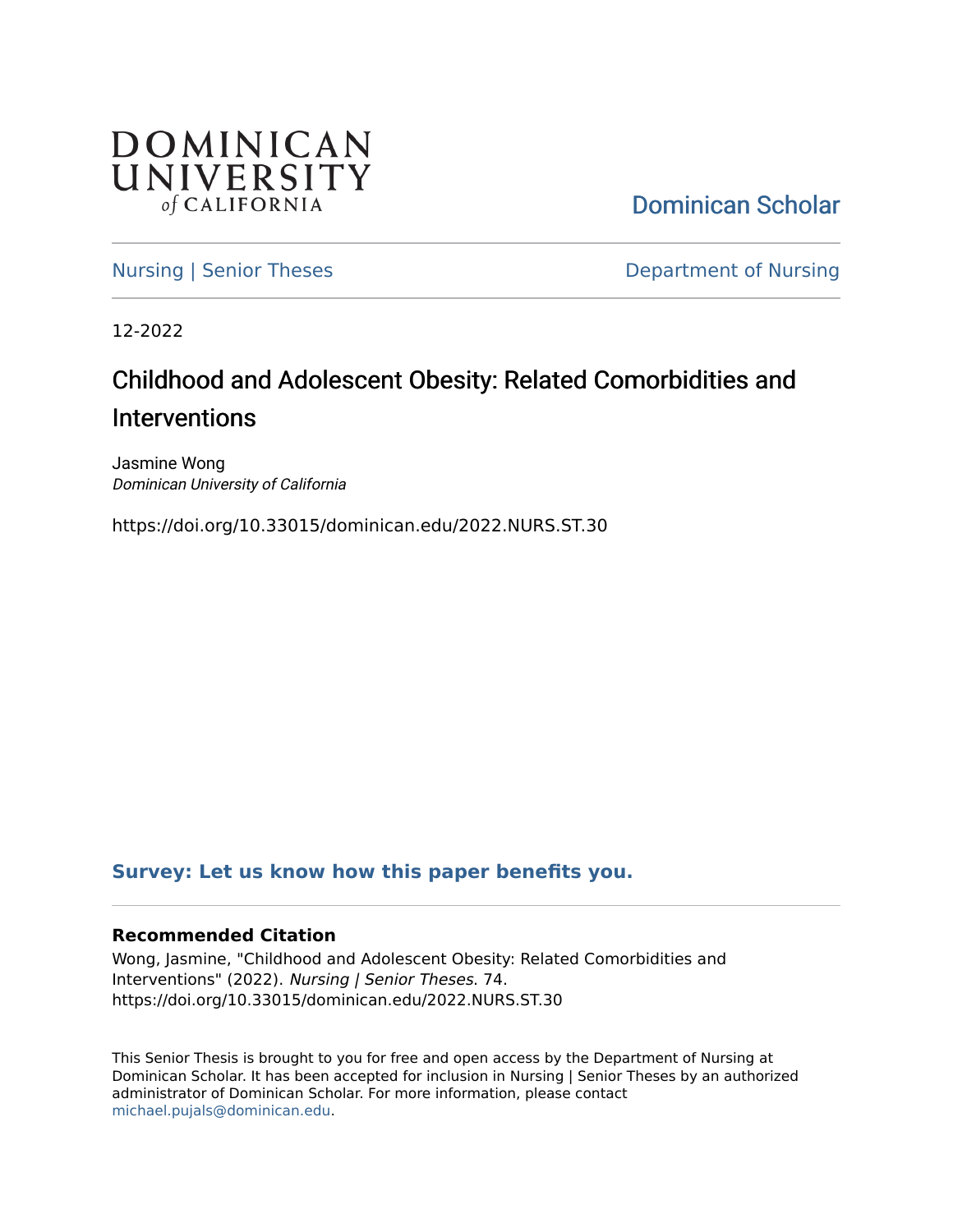DOMINICAN UNIVERSITY *of* CALIFORNIA

Dominican Scholar

Nursing | Senior Theses

Department of Nursing

12-2022

# Childhood and Adolescent Obesity: Related Comorbidities and Interventions

Jasmine Wong
*Dominican University of California*

https://doi.org/10.33015/dominican.edu/2022.NURS.ST.30

**Survey: Let us know how this paper benefits you.**

**Recommended Citation**

Wong, Jasmine, "Childhood and Adolescent Obesity: Related Comorbidities and Interventions" (2022). *Nursing | Senior Theses*. 74.
https://doi.org/10.33015/dominican.edu/2022.NURS.ST.30

This Senior Thesis is brought to you for free and open access by the Department of Nursing at Dominican Scholar. It has been accepted for inclusion in Nursing | Senior Theses by an authorized administrator of Dominican Scholar. For more information, please contact michael.pujals@dominican.edu.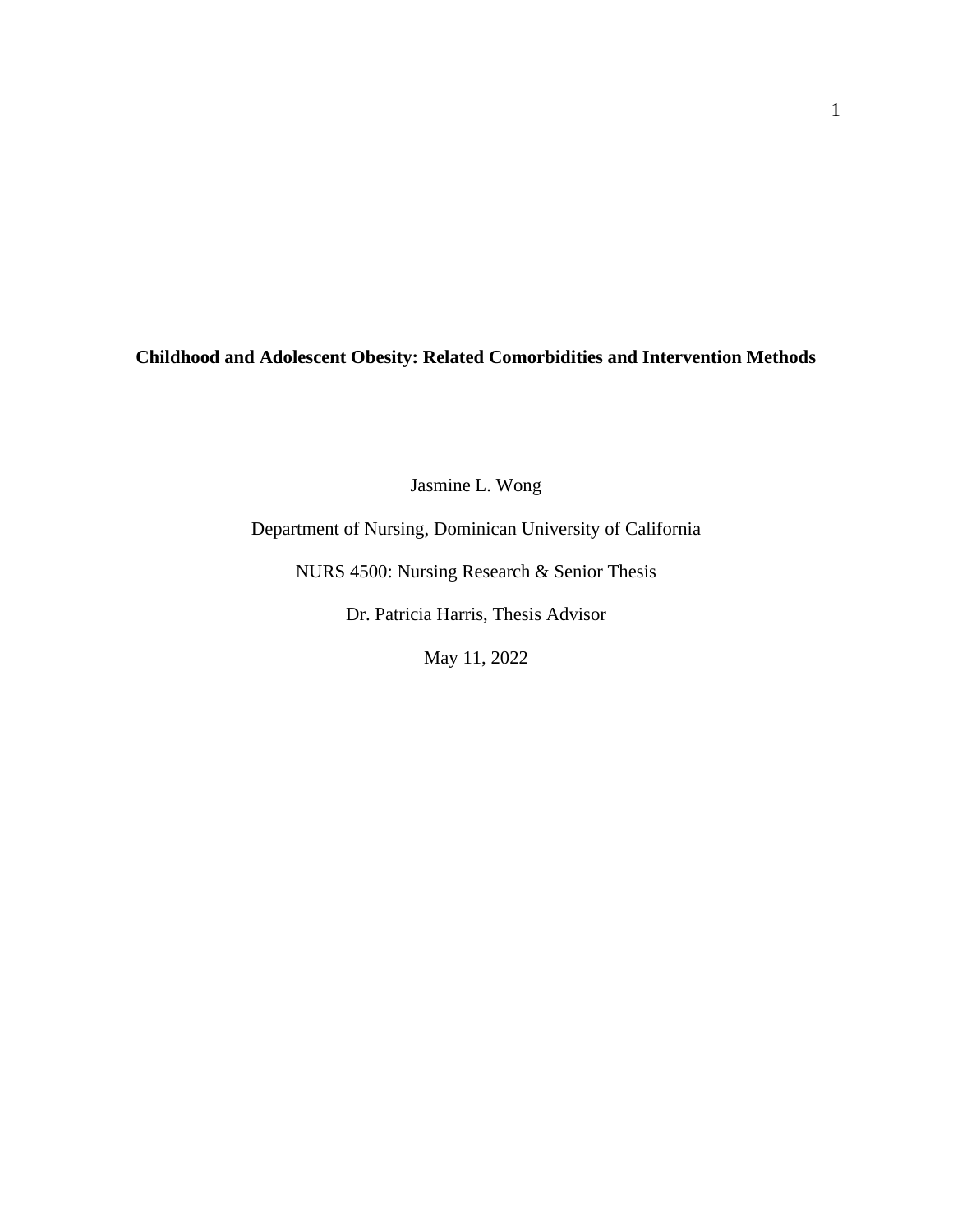**Childhood and Adolescent Obesity: Related Comorbidities and Intervention Methods**

Jasmine L. Wong

Department of Nursing, Dominican University of California

NURS 4500: Nursing Research & Senior Thesis

Dr. Patricia Harris, Thesis Advisor

May 11, 2022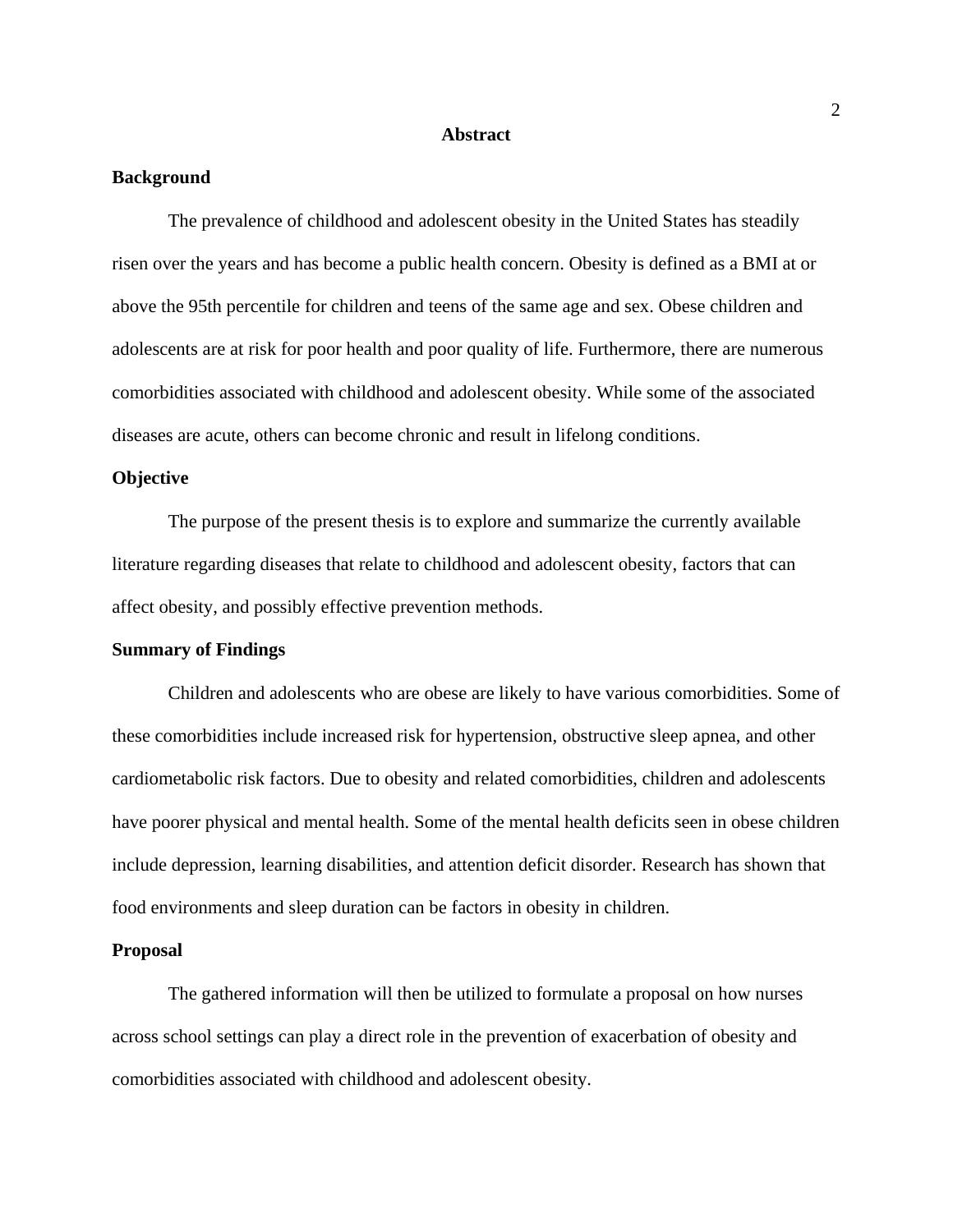# Abstract

## Background

The prevalence of childhood and adolescent obesity in the United States has steadily risen over the years and has become a public health concern. Obesity is defined as a BMI at or above the 95th percentile for children and teens of the same age and sex. Obese children and adolescents are at risk for poor health and poor quality of life. Furthermore, there are numerous comorbidities associated with childhood and adolescent obesity. While some of the associated diseases are acute, others can become chronic and result in lifelong conditions.

## Objective

The purpose of the present thesis is to explore and summarize the currently available literature regarding diseases that relate to childhood and adolescent obesity, factors that can affect obesity, and possibly effective prevention methods.

## Summary of Findings

Children and adolescents who are obese are likely to have various comorbidities. Some of these comorbidities include increased risk for hypertension, obstructive sleep apnea, and other cardiometabolic risk factors. Due to obesity and related comorbidities, children and adolescents have poorer physical and mental health. Some of the mental health deficits seen in obese children include depression, learning disabilities, and attention deficit disorder. Research has shown that food environments and sleep duration can be factors in obesity in children.

## Proposal

The gathered information will then be utilized to formulate a proposal on how nurses across school settings can play a direct role in the prevention of exacerbation of obesity and comorbidities associated with childhood and adolescent obesity.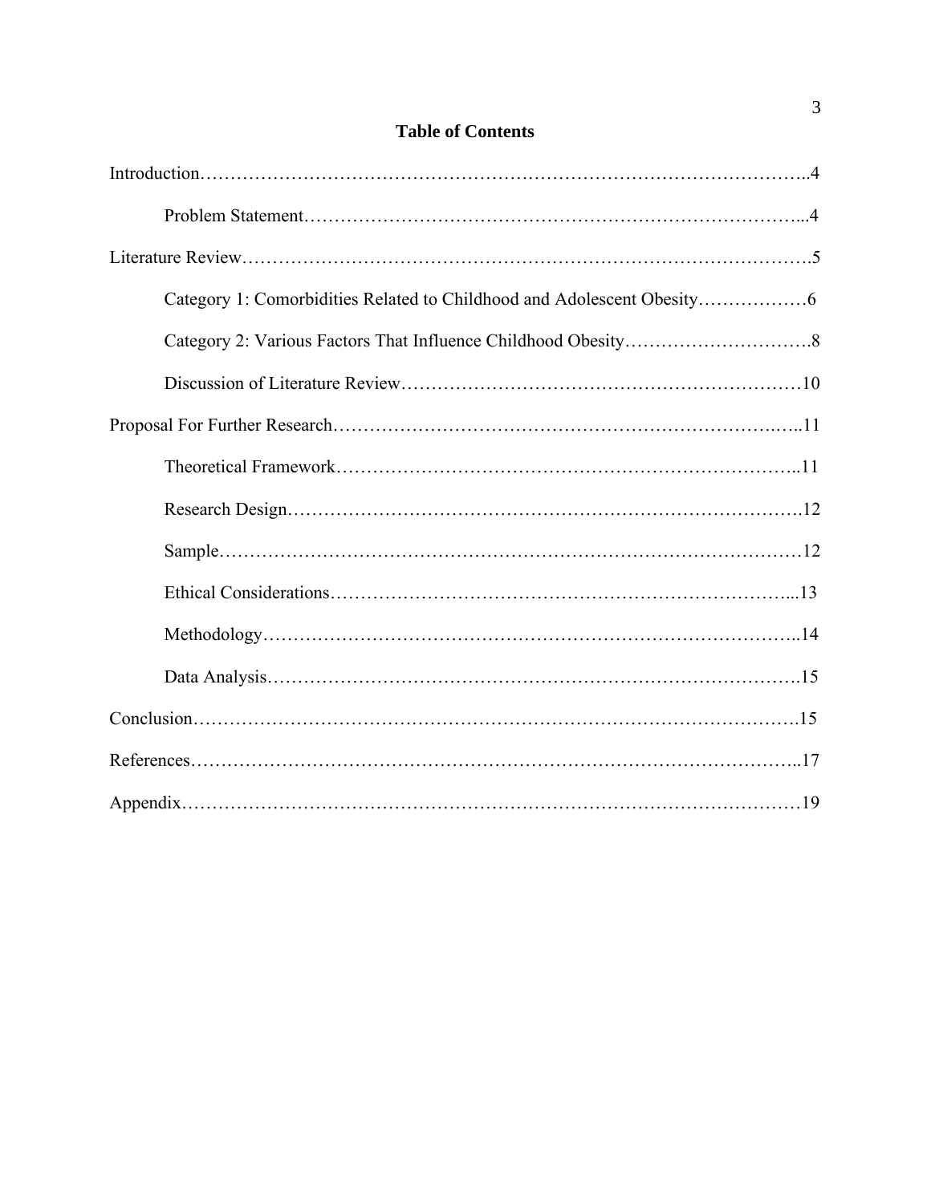# Table of Contents

Introduction……………………………………………………………………………………..4

Problem Statement……………………………………………………………………...4

Literature Review……………………………………………………………………………….5

Category 1: Comorbidities Related to Childhood and Adolescent Obesity……………….6

Category 2: Various Factors That Influence Childhood Obesity………………………….8

Discussion of Literature Review…………………………………………………………10

Proposal For Further Research…………………………………………………………….…..11

Theoretical Framework…………………………………………………………………..11

Research Design………………………………………………………………………….12

Sample……………………………………………………………………………………12

Ethical Considerations…………………………………………………………………...13

Methodology……………………………………………………………………………..14

Data Analysis…………………………………………………………………………….15

Conclusion……………………………………………………………………………………….15

References………………………………………………………………………………………..17

Appendix…………………………………………………………………………………………19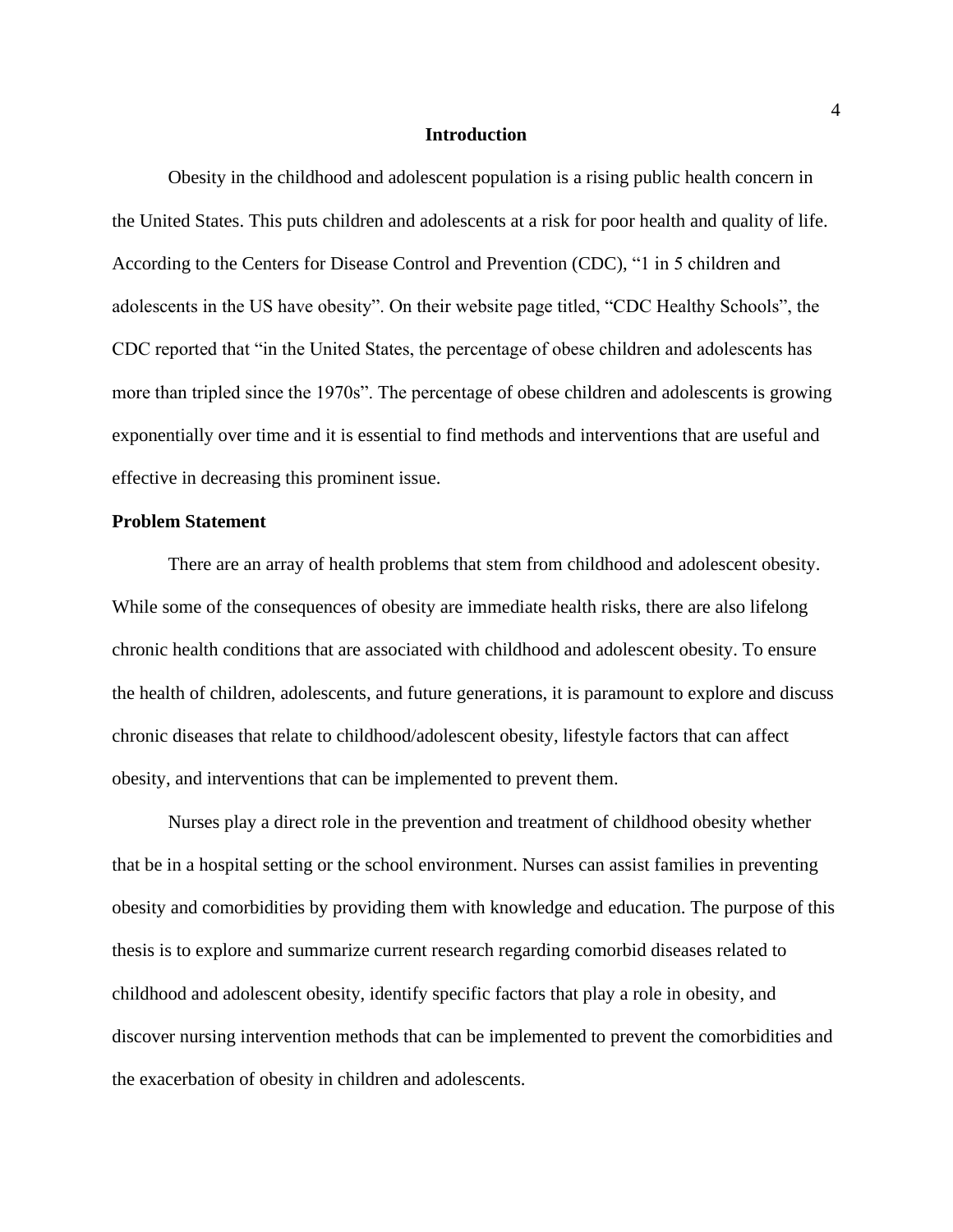# Introduction

Obesity in the childhood and adolescent population is a rising public health concern in the United States. This puts children and adolescents at a risk for poor health and quality of life. According to the Centers for Disease Control and Prevention (CDC), "1 in 5 children and adolescents in the US have obesity". On their website page titled, "CDC Healthy Schools", the CDC reported that "in the United States, the percentage of obese children and adolescents has more than tripled since the 1970s". The percentage of obese children and adolescents is growing exponentially over time and it is essential to find methods and interventions that are useful and effective in decreasing this prominent issue.

## Problem Statement

There are an array of health problems that stem from childhood and adolescent obesity. While some of the consequences of obesity are immediate health risks, there are also lifelong chronic health conditions that are associated with childhood and adolescent obesity. To ensure the health of children, adolescents, and future generations, it is paramount to explore and discuss chronic diseases that relate to childhood/adolescent obesity, lifestyle factors that can affect obesity, and interventions that can be implemented to prevent them.

Nurses play a direct role in the prevention and treatment of childhood obesity whether that be in a hospital setting or the school environment. Nurses can assist families in preventing obesity and comorbidities by providing them with knowledge and education. The purpose of this thesis is to explore and summarize current research regarding comorbid diseases related to childhood and adolescent obesity, identify specific factors that play a role in obesity, and discover nursing intervention methods that can be implemented to prevent the comorbidities and the exacerbation of obesity in children and adolescents.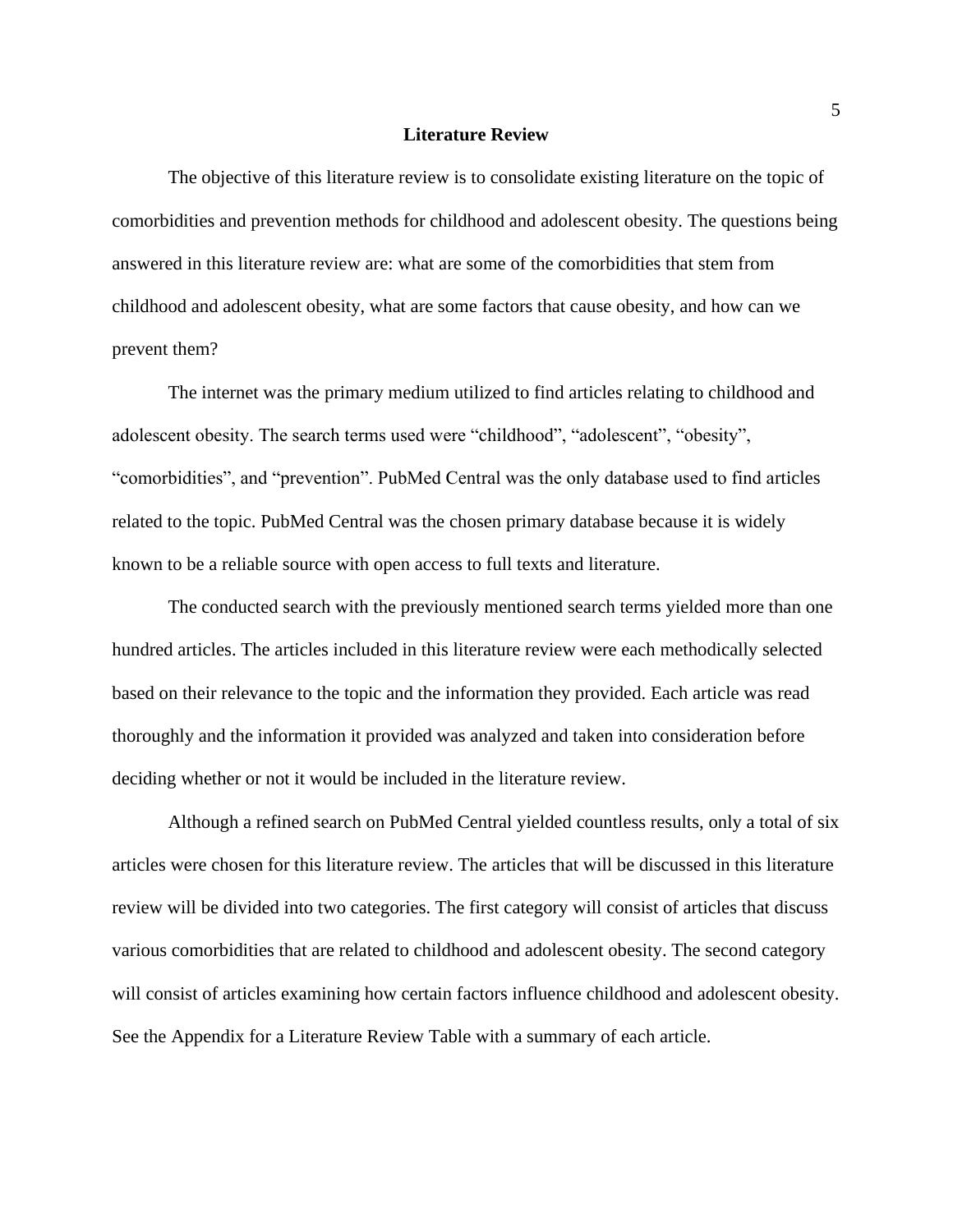## Literature Review

The objective of this literature review is to consolidate existing literature on the topic of comorbidities and prevention methods for childhood and adolescent obesity. The questions being answered in this literature review are: what are some of the comorbidities that stem from childhood and adolescent obesity, what are some factors that cause obesity, and how can we prevent them?

The internet was the primary medium utilized to find articles relating to childhood and adolescent obesity. The search terms used were "childhood", "adolescent", "obesity", "comorbidities", and "prevention". PubMed Central was the only database used to find articles related to the topic. PubMed Central was the chosen primary database because it is widely known to be a reliable source with open access to full texts and literature.

The conducted search with the previously mentioned search terms yielded more than one hundred articles. The articles included in this literature review were each methodically selected based on their relevance to the topic and the information they provided. Each article was read thoroughly and the information it provided was analyzed and taken into consideration before deciding whether or not it would be included in the literature review.

Although a refined search on PubMed Central yielded countless results, only a total of six articles were chosen for this literature review. The articles that will be discussed in this literature review will be divided into two categories. The first category will consist of articles that discuss various comorbidities that are related to childhood and adolescent obesity. The second category will consist of articles examining how certain factors influence childhood and adolescent obesity. See the Appendix for a Literature Review Table with a summary of each article.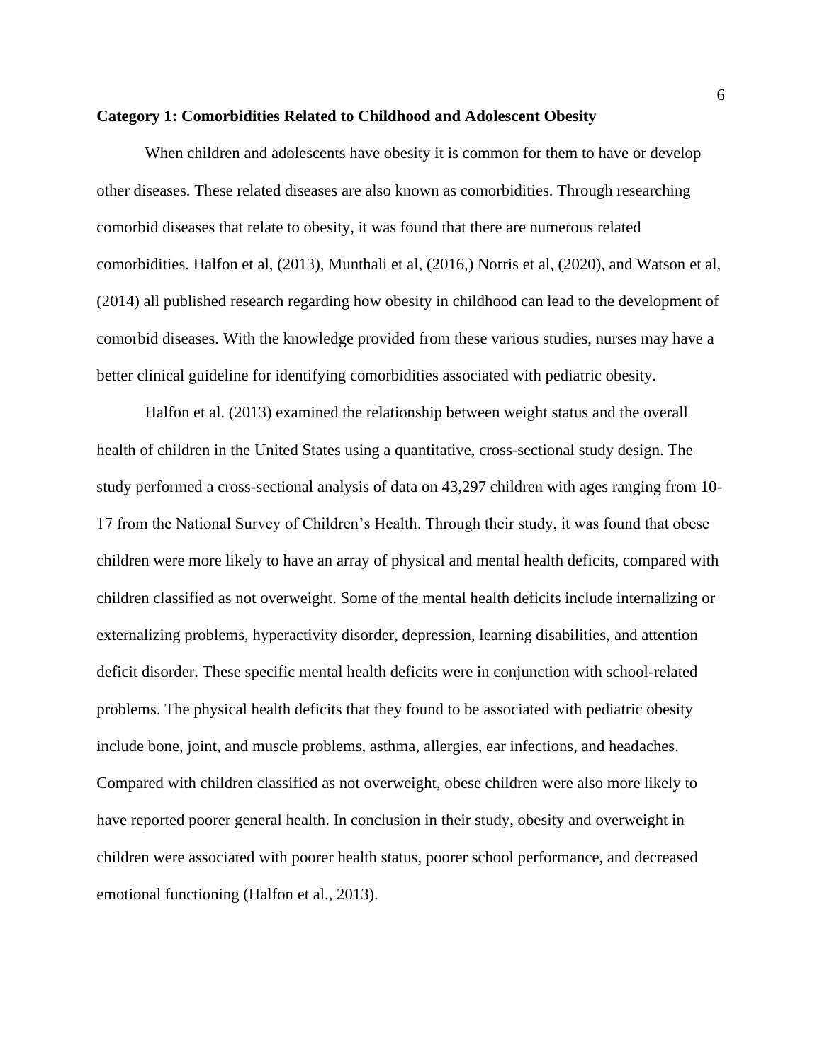**Category 1: Comorbidities Related to Childhood and Adolescent Obesity**

When children and adolescents have obesity it is common for them to have or develop other diseases. These related diseases are also known as comorbidities. Through researching comorbid diseases that relate to obesity, it was found that there are numerous related comorbidities. Halfon et al, (2013), Munthali et al, (2016,) Norris et al, (2020), and Watson et al, (2014) all published research regarding how obesity in childhood can lead to the development of comorbid diseases. With the knowledge provided from these various studies, nurses may have a better clinical guideline for identifying comorbidities associated with pediatric obesity.

Halfon et al. (2013) examined the relationship between weight status and the overall health of children in the United States using a quantitative, cross-sectional study design. The study performed a cross-sectional analysis of data on 43,297 children with ages ranging from 10-17 from the National Survey of Children's Health. Through their study, it was found that obese children were more likely to have an array of physical and mental health deficits, compared with children classified as not overweight. Some of the mental health deficits include internalizing or externalizing problems, hyperactivity disorder, depression, learning disabilities, and attention deficit disorder. These specific mental health deficits were in conjunction with school-related problems. The physical health deficits that they found to be associated with pediatric obesity include bone, joint, and muscle problems, asthma, allergies, ear infections, and headaches. Compared with children classified as not overweight, obese children were also more likely to have reported poorer general health. In conclusion in their study, obesity and overweight in children were associated with poorer health status, poorer school performance, and decreased emotional functioning (Halfon et al., 2013).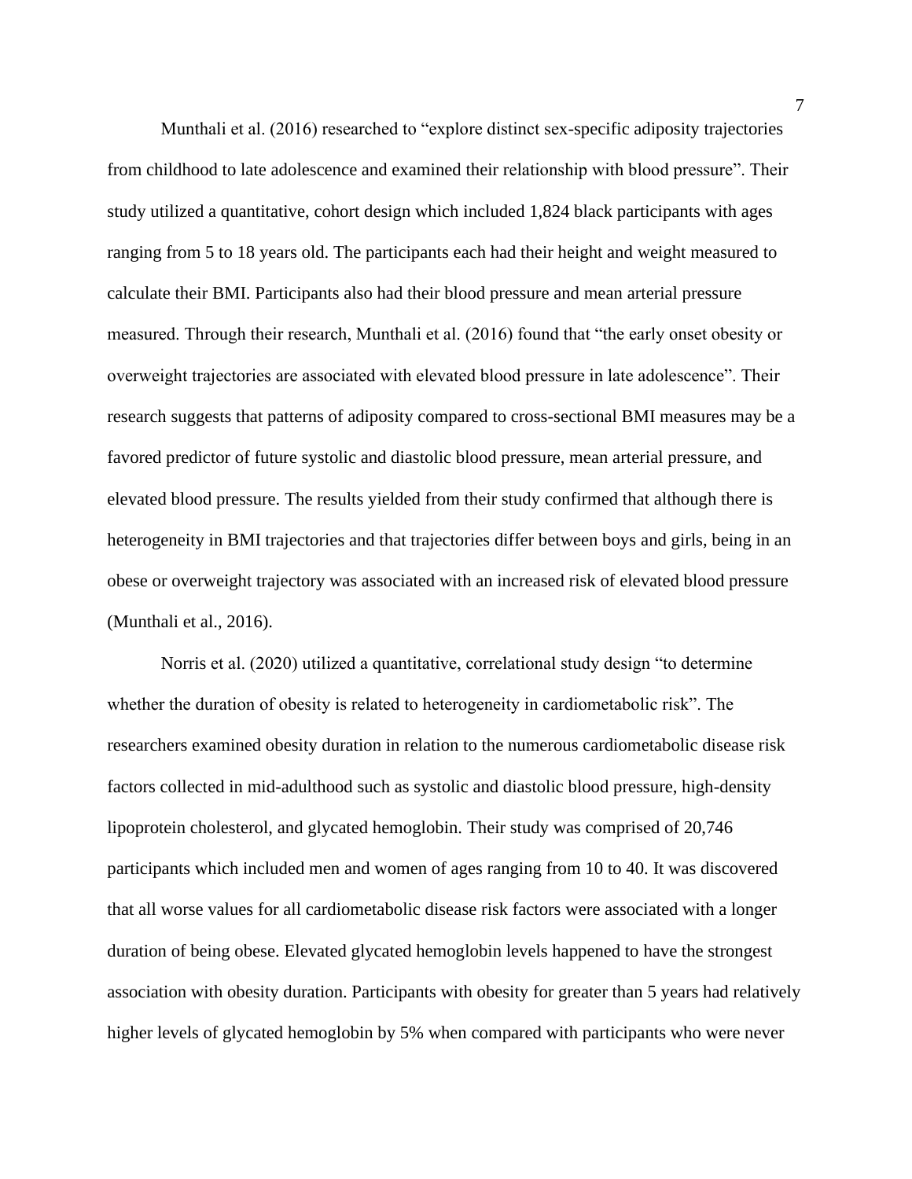Munthali et al. (2016) researched to “explore distinct sex-specific adiposity trajectories from childhood to late adolescence and examined their relationship with blood pressure”. Their study utilized a quantitative, cohort design which included 1,824 black participants with ages ranging from 5 to 18 years old. The participants each had their height and weight measured to calculate their BMI. Participants also had their blood pressure and mean arterial pressure measured. Through their research, Munthali et al. (2016) found that “the early onset obesity or overweight trajectories are associated with elevated blood pressure in late adolescence”. Their research suggests that patterns of adiposity compared to cross-sectional BMI measures may be a favored predictor of future systolic and diastolic blood pressure, mean arterial pressure, and elevated blood pressure. The results yielded from their study confirmed that although there is heterogeneity in BMI trajectories and that trajectories differ between boys and girls, being in an obese or overweight trajectory was associated with an increased risk of elevated blood pressure (Munthali et al., 2016).

Norris et al. (2020) utilized a quantitative, correlational study design “to determine whether the duration of obesity is related to heterogeneity in cardiometabolic risk”. The researchers examined obesity duration in relation to the numerous cardiometabolic disease risk factors collected in mid-adulthood such as systolic and diastolic blood pressure, high-density lipoprotein cholesterol, and glycated hemoglobin. Their study was comprised of 20,746 participants which included men and women of ages ranging from 10 to 40. It was discovered that all worse values for all cardiometabolic disease risk factors were associated with a longer duration of being obese. Elevated glycated hemoglobin levels happened to have the strongest association with obesity duration. Participants with obesity for greater than 5 years had relatively higher levels of glycated hemoglobin by 5% when compared with participants who were never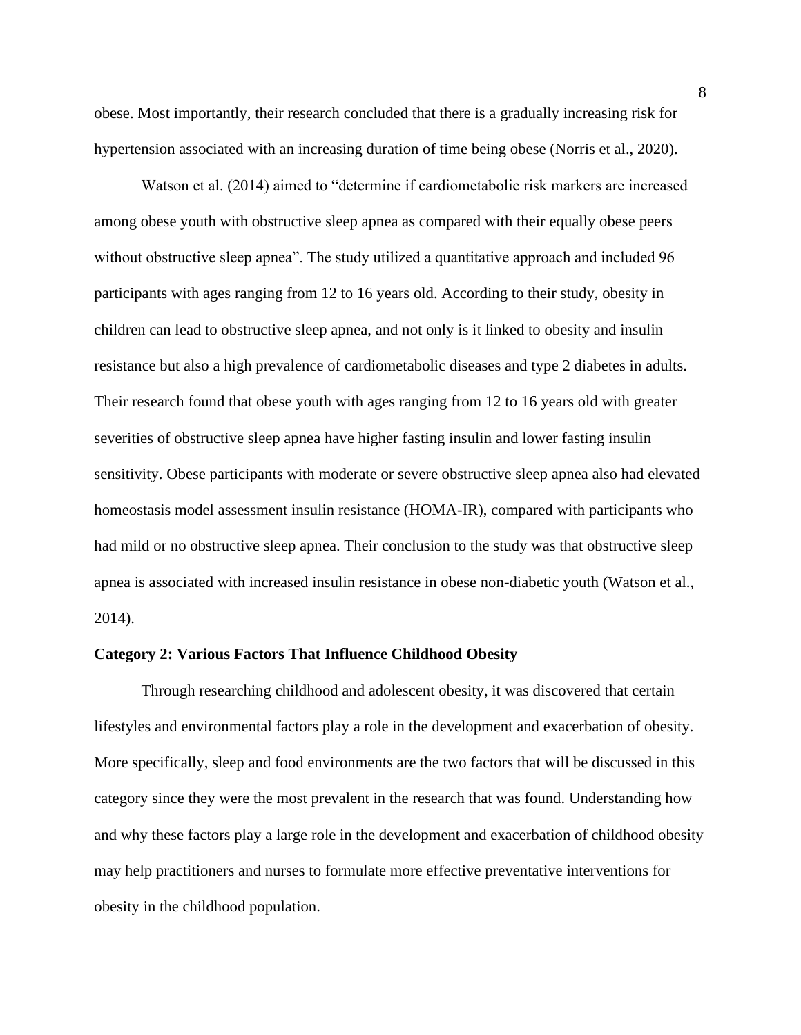obese. Most importantly, their research concluded that there is a gradually increasing risk for hypertension associated with an increasing duration of time being obese (Norris et al., 2020).

Watson et al. (2014) aimed to "determine if cardiometabolic risk markers are increased among obese youth with obstructive sleep apnea as compared with their equally obese peers without obstructive sleep apnea". The study utilized a quantitative approach and included 96 participants with ages ranging from 12 to 16 years old. According to their study, obesity in children can lead to obstructive sleep apnea, and not only is it linked to obesity and insulin resistance but also a high prevalence of cardiometabolic diseases and type 2 diabetes in adults. Their research found that obese youth with ages ranging from 12 to 16 years old with greater severities of obstructive sleep apnea have higher fasting insulin and lower fasting insulin sensitivity. Obese participants with moderate or severe obstructive sleep apnea also had elevated homeostasis model assessment insulin resistance (HOMA-IR), compared with participants who had mild or no obstructive sleep apnea. Their conclusion to the study was that obstructive sleep apnea is associated with increased insulin resistance in obese non-diabetic youth (Watson et al., 2014).

**Category 2: Various Factors That Influence Childhood Obesity**

Through researching childhood and adolescent obesity, it was discovered that certain lifestyles and environmental factors play a role in the development and exacerbation of obesity. More specifically, sleep and food environments are the two factors that will be discussed in this category since they were the most prevalent in the research that was found. Understanding how and why these factors play a large role in the development and exacerbation of childhood obesity may help practitioners and nurses to formulate more effective preventative interventions for obesity in the childhood population.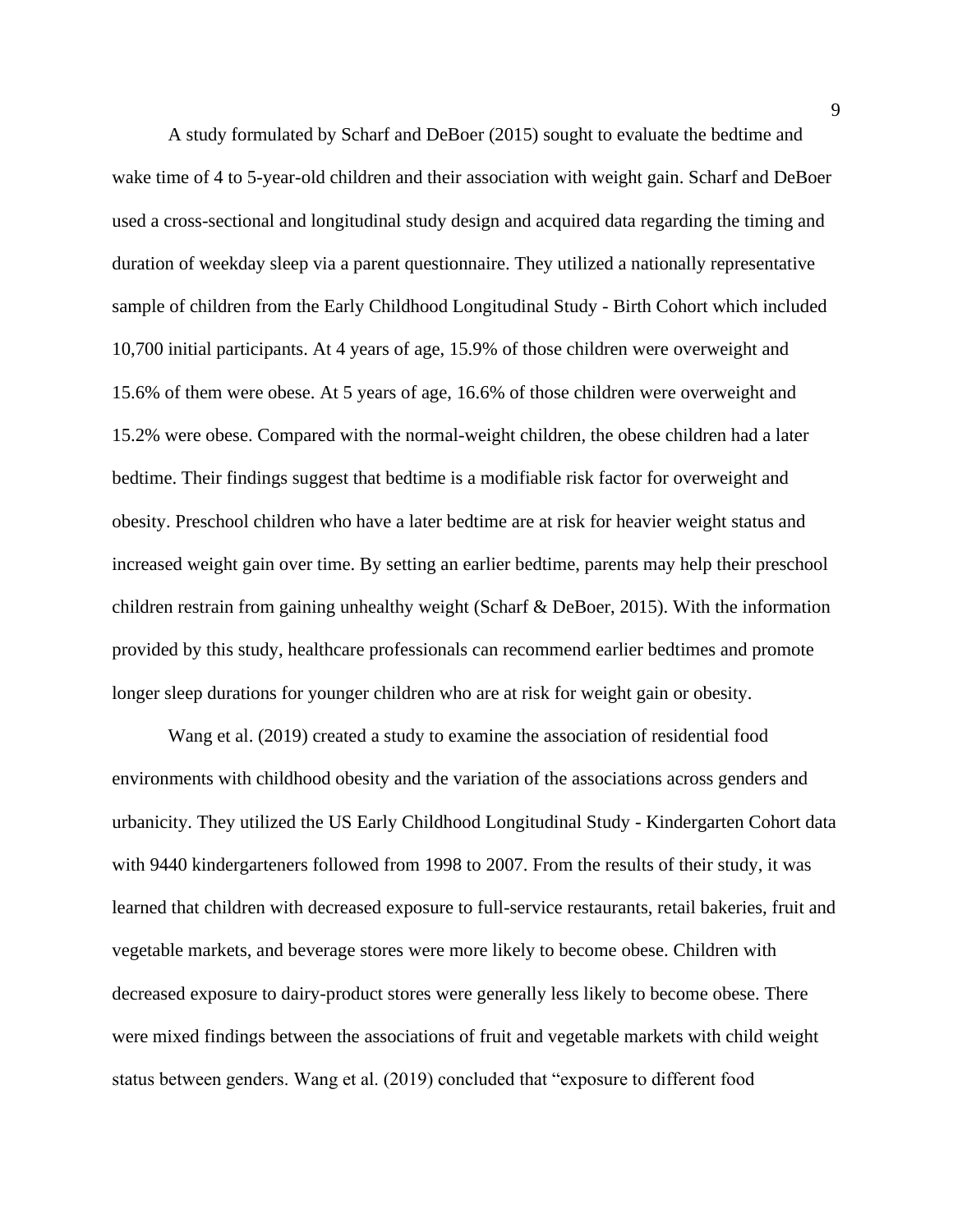A study formulated by Scharf and DeBoer (2015) sought to evaluate the bedtime and wake time of 4 to 5-year-old children and their association with weight gain. Scharf and DeBoer used a cross-sectional and longitudinal study design and acquired data regarding the timing and duration of weekday sleep via a parent questionnaire. They utilized a nationally representative sample of children from the Early Childhood Longitudinal Study - Birth Cohort which included 10,700 initial participants. At 4 years of age, 15.9% of those children were overweight and 15.6% of them were obese. At 5 years of age, 16.6% of those children were overweight and 15.2% were obese. Compared with the normal-weight children, the obese children had a later bedtime. Their findings suggest that bedtime is a modifiable risk factor for overweight and obesity. Preschool children who have a later bedtime are at risk for heavier weight status and increased weight gain over time. By setting an earlier bedtime, parents may help their preschool children restrain from gaining unhealthy weight (Scharf & DeBoer, 2015). With the information provided by this study, healthcare professionals can recommend earlier bedtimes and promote longer sleep durations for younger children who are at risk for weight gain or obesity.

Wang et al. (2019) created a study to examine the association of residential food environments with childhood obesity and the variation of the associations across genders and urbanicity. They utilized the US Early Childhood Longitudinal Study - Kindergarten Cohort data with 9440 kindergarteners followed from 1998 to 2007. From the results of their study, it was learned that children with decreased exposure to full-service restaurants, retail bakeries, fruit and vegetable markets, and beverage stores were more likely to become obese. Children with decreased exposure to dairy-product stores were generally less likely to become obese. There were mixed findings between the associations of fruit and vegetable markets with child weight status between genders. Wang et al. (2019) concluded that "exposure to different food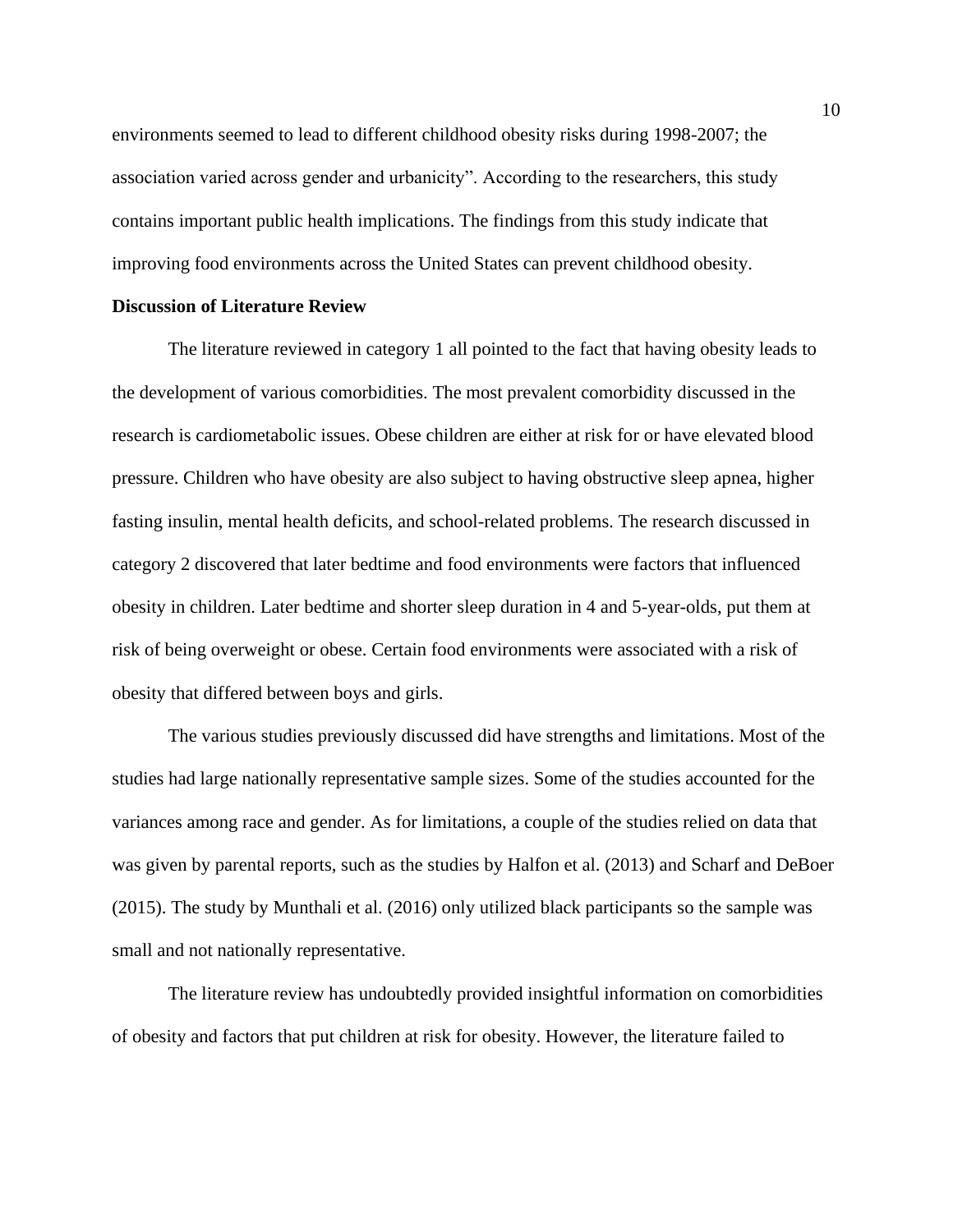environments seemed to lead to different childhood obesity risks during 1998-2007; the association varied across gender and urbanicity". According to the researchers, this study contains important public health implications. The findings from this study indicate that improving food environments across the United States can prevent childhood obesity.

**Discussion of Literature Review**

The literature reviewed in category 1 all pointed to the fact that having obesity leads to the development of various comorbidities. The most prevalent comorbidity discussed in the research is cardiometabolic issues. Obese children are either at risk for or have elevated blood pressure. Children who have obesity are also subject to having obstructive sleep apnea, higher fasting insulin, mental health deficits, and school-related problems. The research discussed in category 2 discovered that later bedtime and food environments were factors that influenced obesity in children. Later bedtime and shorter sleep duration in 4 and 5-year-olds, put them at risk of being overweight or obese. Certain food environments were associated with a risk of obesity that differed between boys and girls.

The various studies previously discussed did have strengths and limitations. Most of the studies had large nationally representative sample sizes. Some of the studies accounted for the variances among race and gender. As for limitations, a couple of the studies relied on data that was given by parental reports, such as the studies by Halfon et al. (2013) and Scharf and DeBoer (2015). The study by Munthali et al. (2016) only utilized black participants so the sample was small and not nationally representative.

The literature review has undoubtedly provided insightful information on comorbidities of obesity and factors that put children at risk for obesity. However, the literature failed to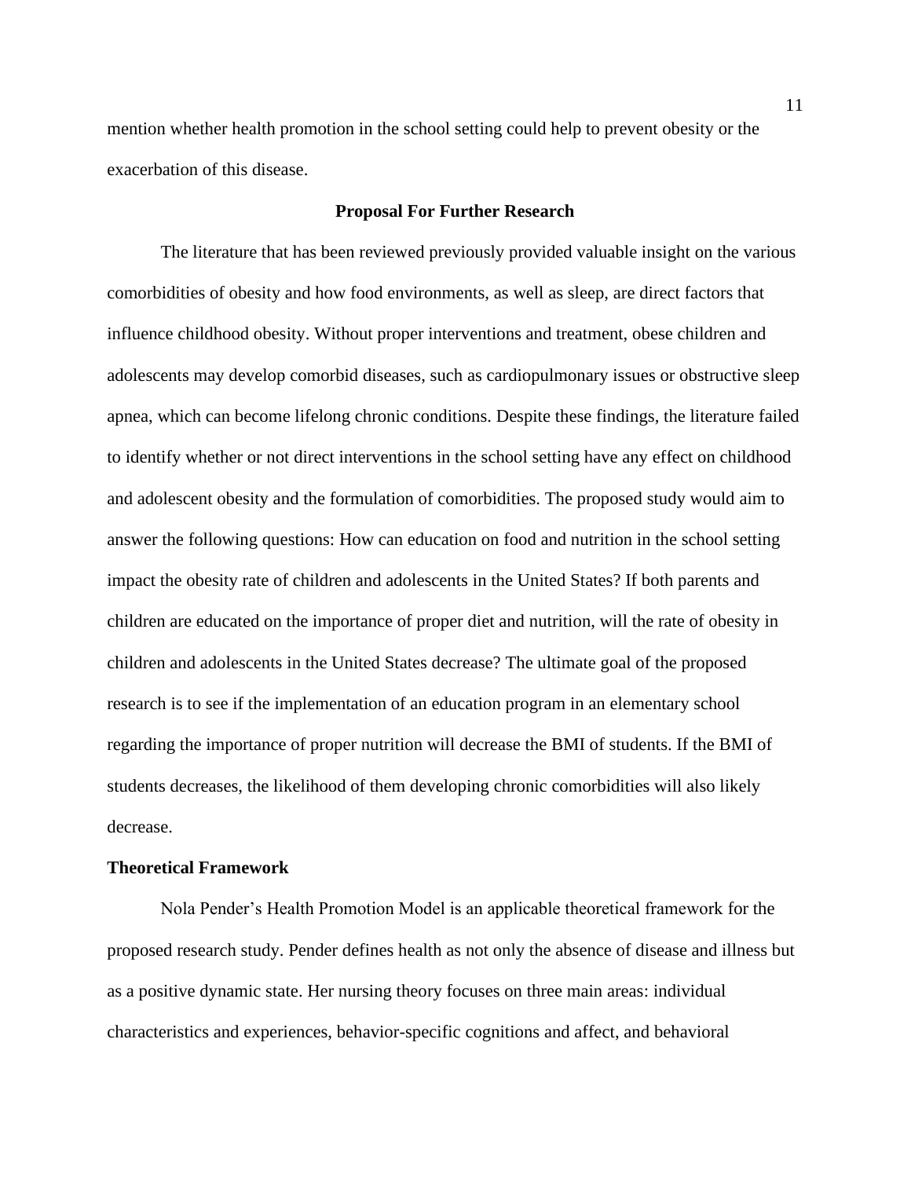mention whether health promotion in the school setting could help to prevent obesity or the exacerbation of this disease.

## Proposal For Further Research

The literature that has been reviewed previously provided valuable insight on the various comorbidities of obesity and how food environments, as well as sleep, are direct factors that influence childhood obesity. Without proper interventions and treatment, obese children and adolescents may develop comorbid diseases, such as cardiopulmonary issues or obstructive sleep apnea, which can become lifelong chronic conditions. Despite these findings, the literature failed to identify whether or not direct interventions in the school setting have any effect on childhood and adolescent obesity and the formulation of comorbidities. The proposed study would aim to answer the following questions: How can education on food and nutrition in the school setting impact the obesity rate of children and adolescents in the United States? If both parents and children are educated on the importance of proper diet and nutrition, will the rate of obesity in children and adolescents in the United States decrease? The ultimate goal of the proposed research is to see if the implementation of an education program in an elementary school regarding the importance of proper nutrition will decrease the BMI of students. If the BMI of students decreases, the likelihood of them developing chronic comorbidities will also likely decrease.

### Theoretical Framework

Nola Pender's Health Promotion Model is an applicable theoretical framework for the proposed research study. Pender defines health as not only the absence of disease and illness but as a positive dynamic state. Her nursing theory focuses on three main areas: individual characteristics and experiences, behavior-specific cognitions and affect, and behavioral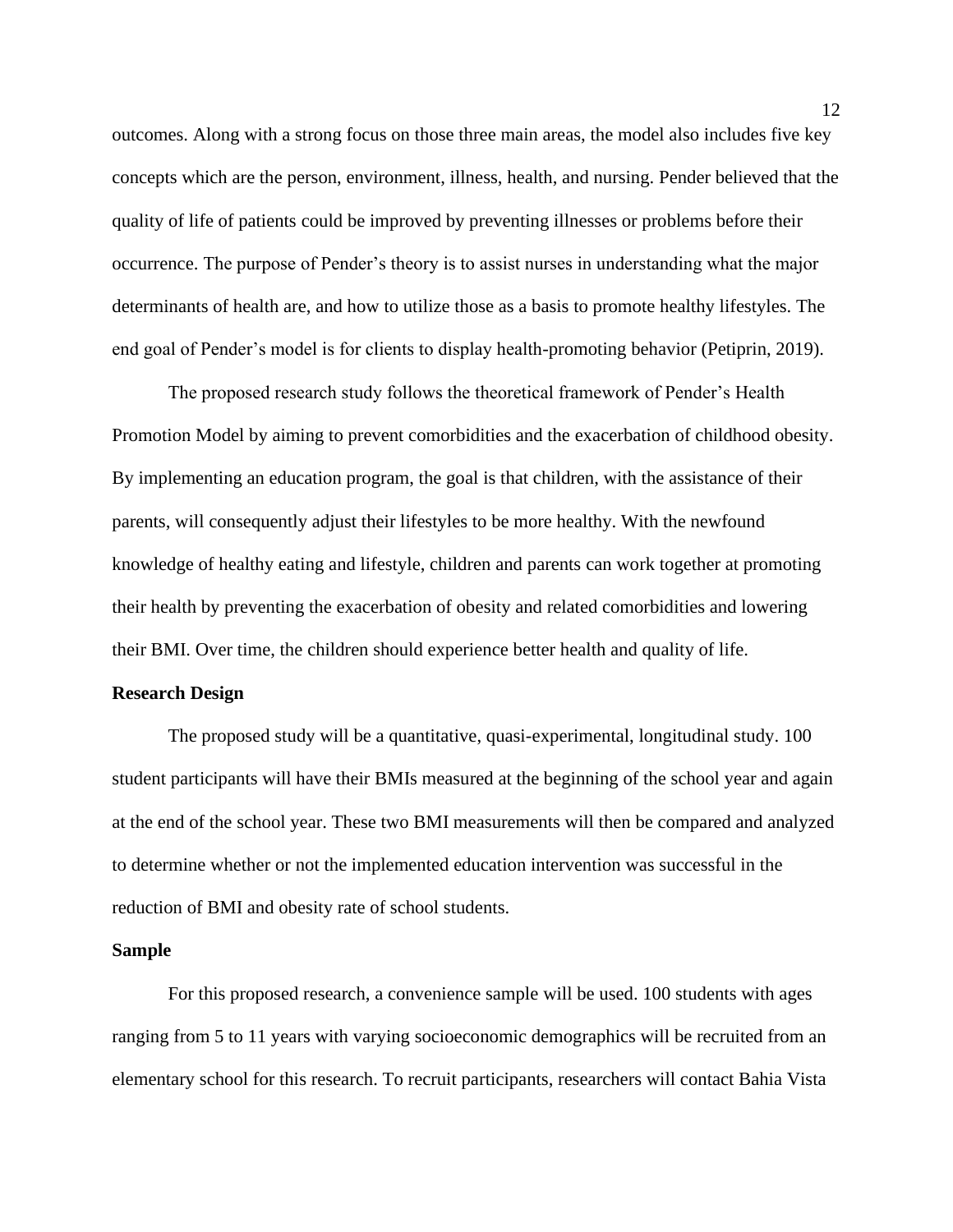outcomes. Along with a strong focus on those three main areas, the model also includes five key concepts which are the person, environment, illness, health, and nursing. Pender believed that the quality of life of patients could be improved by preventing illnesses or problems before their occurrence. The purpose of Pender's theory is to assist nurses in understanding what the major determinants of health are, and how to utilize those as a basis to promote healthy lifestyles. The end goal of Pender's model is for clients to display health-promoting behavior (Petiprin, 2019).

The proposed research study follows the theoretical framework of Pender's Health Promotion Model by aiming to prevent comorbidities and the exacerbation of childhood obesity. By implementing an education program, the goal is that children, with the assistance of their parents, will consequently adjust their lifestyles to be more healthy. With the newfound knowledge of healthy eating and lifestyle, children and parents can work together at promoting their health by preventing the exacerbation of obesity and related comorbidities and lowering their BMI. Over time, the children should experience better health and quality of life.

**Research Design**

The proposed study will be a quantitative, quasi-experimental, longitudinal study. 100 student participants will have their BMIs measured at the beginning of the school year and again at the end of the school year. These two BMI measurements will then be compared and analyzed to determine whether or not the implemented education intervention was successful in the reduction of BMI and obesity rate of school students.

**Sample**

For this proposed research, a convenience sample will be used. 100 students with ages ranging from 5 to 11 years with varying socioeconomic demographics will be recruited from an elementary school for this research. To recruit participants, researchers will contact Bahia Vista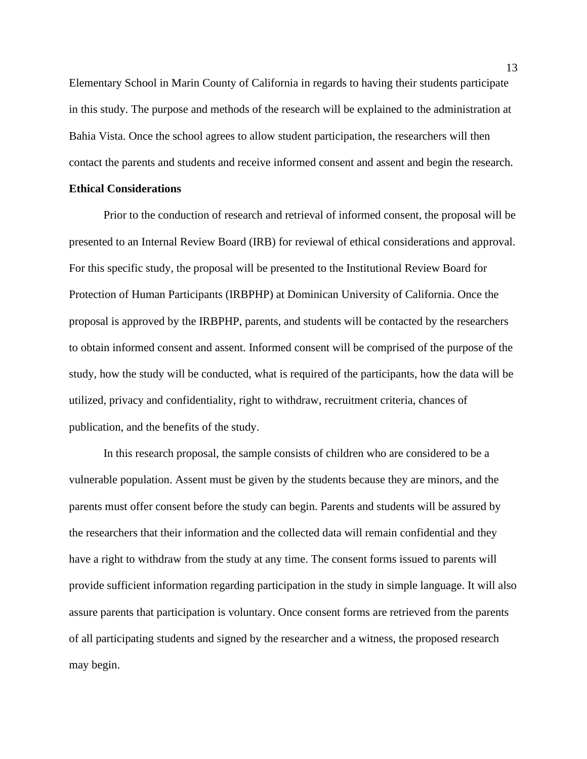Elementary School in Marin County of California in regards to having their students participate in this study. The purpose and methods of the research will be explained to the administration at Bahia Vista. Once the school agrees to allow student participation, the researchers will then contact the parents and students and receive informed consent and assent and begin the research.

**Ethical Considerations**

Prior to the conduction of research and retrieval of informed consent, the proposal will be presented to an Internal Review Board (IRB) for reviewal of ethical considerations and approval. For this specific study, the proposal will be presented to the Institutional Review Board for Protection of Human Participants (IRBPHP) at Dominican University of California. Once the proposal is approved by the IRBPHP, parents, and students will be contacted by the researchers to obtain informed consent and assent. Informed consent will be comprised of the purpose of the study, how the study will be conducted, what is required of the participants, how the data will be utilized, privacy and confidentiality, right to withdraw, recruitment criteria, chances of publication, and the benefits of the study.

In this research proposal, the sample consists of children who are considered to be a vulnerable population. Assent must be given by the students because they are minors, and the parents must offer consent before the study can begin. Parents and students will be assured by the researchers that their information and the collected data will remain confidential and they have a right to withdraw from the study at any time. The consent forms issued to parents will provide sufficient information regarding participation in the study in simple language. It will also assure parents that participation is voluntary. Once consent forms are retrieved from the parents of all participating students and signed by the researcher and a witness, the proposed research may begin.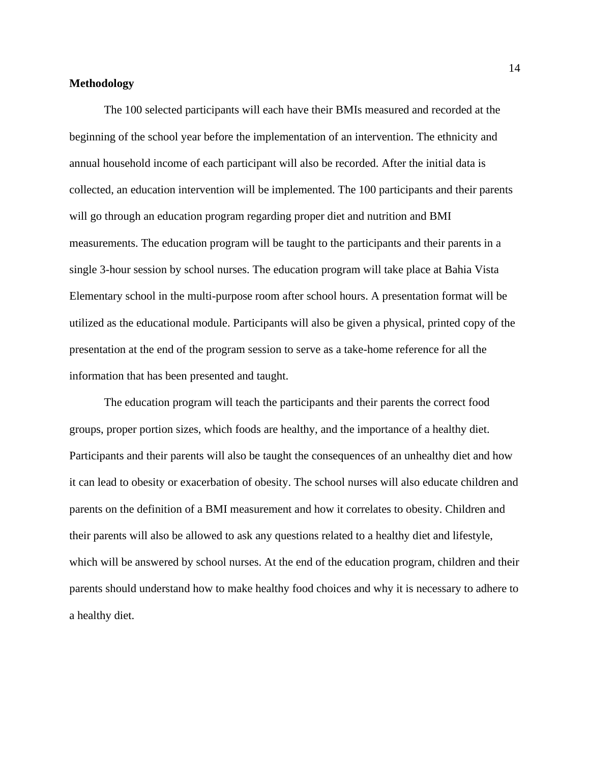**Methodology**

The 100 selected participants will each have their BMIs measured and recorded at the beginning of the school year before the implementation of an intervention. The ethnicity and annual household income of each participant will also be recorded. After the initial data is collected, an education intervention will be implemented. The 100 participants and their parents will go through an education program regarding proper diet and nutrition and BMI measurements. The education program will be taught to the participants and their parents in a single 3-hour session by school nurses. The education program will take place at Bahia Vista Elementary school in the multi-purpose room after school hours. A presentation format will be utilized as the educational module. Participants will also be given a physical, printed copy of the presentation at the end of the program session to serve as a take-home reference for all the information that has been presented and taught.

The education program will teach the participants and their parents the correct food groups, proper portion sizes, which foods are healthy, and the importance of a healthy diet. Participants and their parents will also be taught the consequences of an unhealthy diet and how it can lead to obesity or exacerbation of obesity. The school nurses will also educate children and parents on the definition of a BMI measurement and how it correlates to obesity. Children and their parents will also be allowed to ask any questions related to a healthy diet and lifestyle, which will be answered by school nurses. At the end of the education program, children and their parents should understand how to make healthy food choices and why it is necessary to adhere to a healthy diet.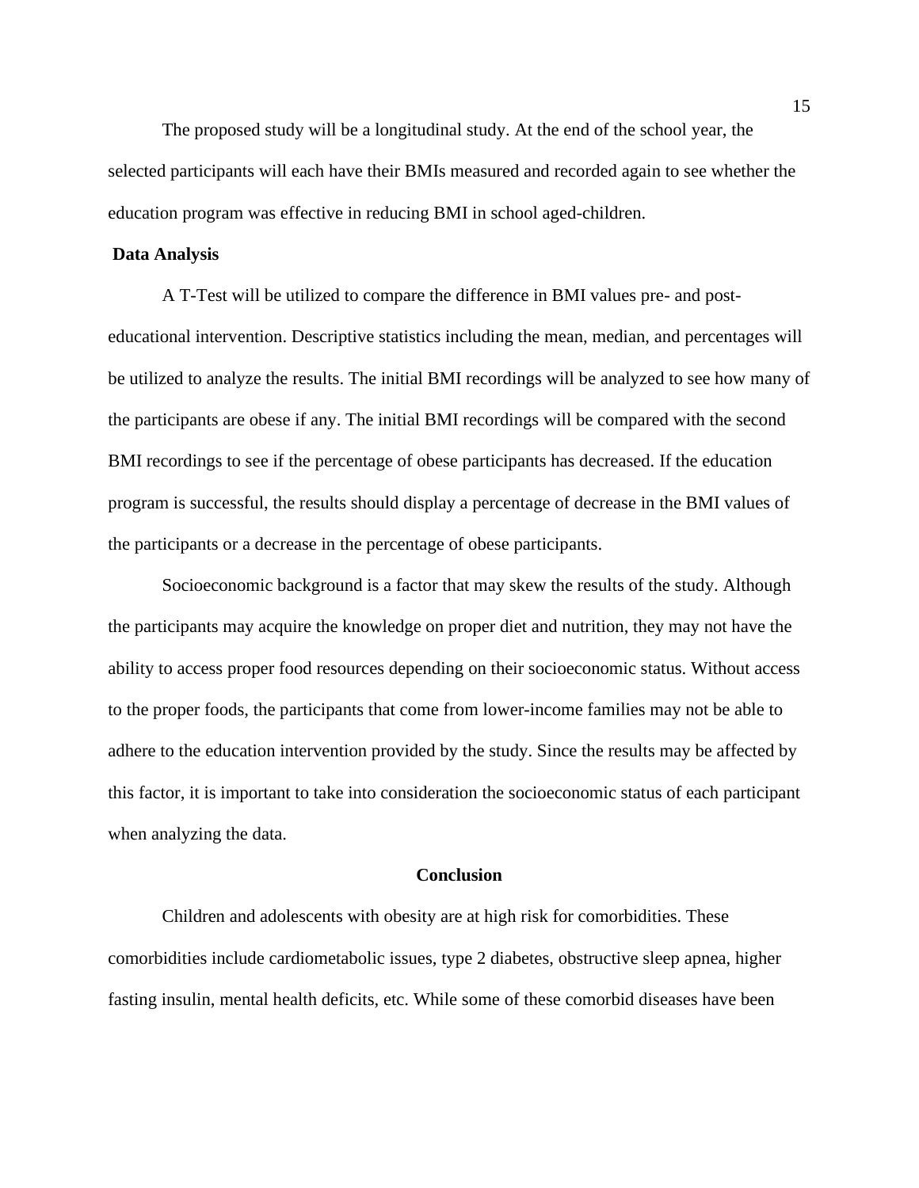The proposed study will be a longitudinal study. At the end of the school year, the selected participants will each have their BMIs measured and recorded again to see whether the education program was effective in reducing BMI in school aged-children.

**Data Analysis**

A T-Test will be utilized to compare the difference in BMI values pre- and post-educational intervention. Descriptive statistics including the mean, median, and percentages will be utilized to analyze the results. The initial BMI recordings will be analyzed to see how many of the participants are obese if any. The initial BMI recordings will be compared with the second BMI recordings to see if the percentage of obese participants has decreased. If the education program is successful, the results should display a percentage of decrease in the BMI values of the participants or a decrease in the percentage of obese participants.

Socioeconomic background is a factor that may skew the results of the study. Although the participants may acquire the knowledge on proper diet and nutrition, they may not have the ability to access proper food resources depending on their socioeconomic status. Without access to the proper foods, the participants that come from lower-income families may not be able to adhere to the education intervention provided by the study. Since the results may be affected by this factor, it is important to take into consideration the socioeconomic status of each participant when analyzing the data.

## Conclusion

Children and adolescents with obesity are at high risk for comorbidities. These comorbidities include cardiometabolic issues, type 2 diabetes, obstructive sleep apnea, higher fasting insulin, mental health deficits, etc. While some of these comorbid diseases have been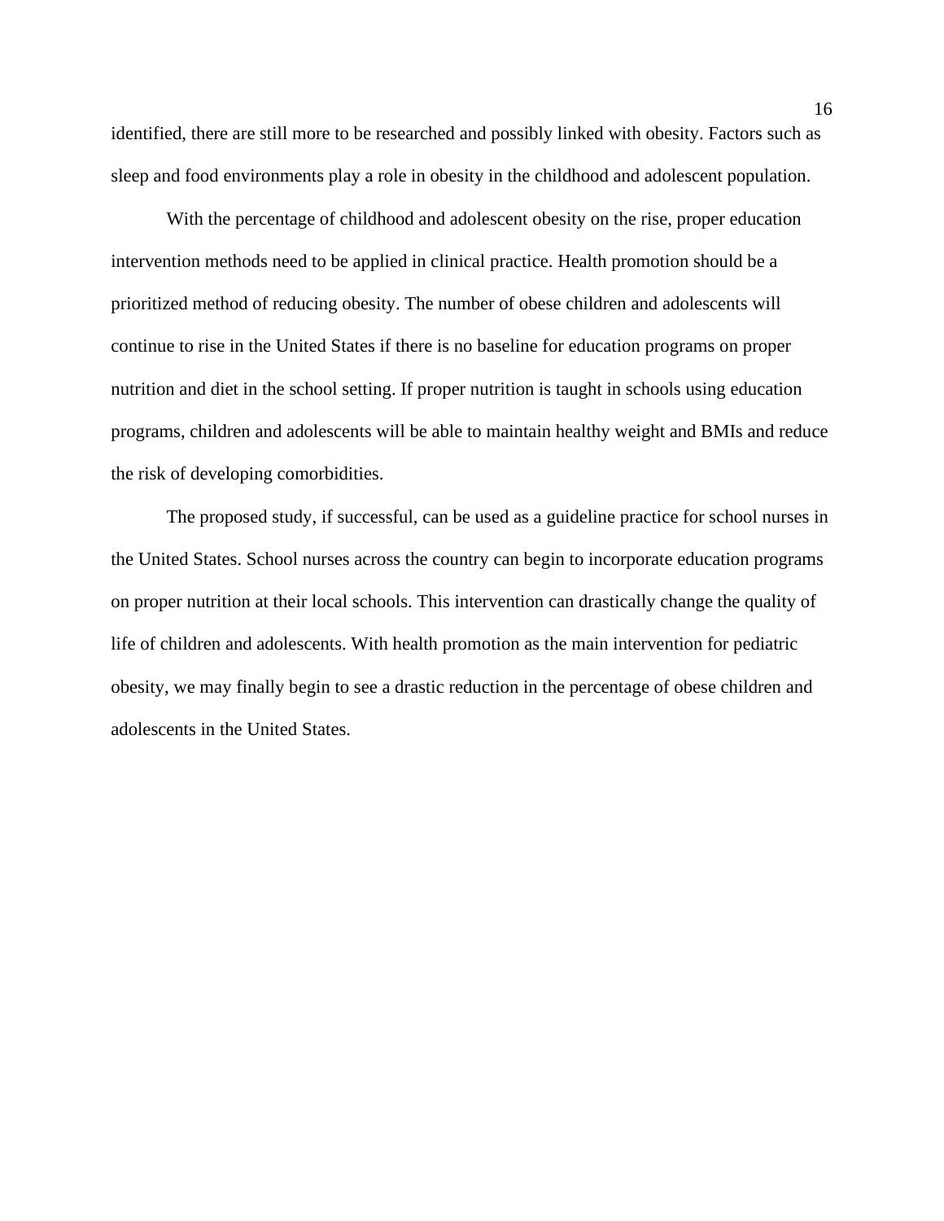identified, there are still more to be researched and possibly linked with obesity. Factors such as sleep and food environments play a role in obesity in the childhood and adolescent population.

With the percentage of childhood and adolescent obesity on the rise, proper education intervention methods need to be applied in clinical practice. Health promotion should be a prioritized method of reducing obesity. The number of obese children and adolescents will continue to rise in the United States if there is no baseline for education programs on proper nutrition and diet in the school setting. If proper nutrition is taught in schools using education programs, children and adolescents will be able to maintain healthy weight and BMIs and reduce the risk of developing comorbidities.

The proposed study, if successful, can be used as a guideline practice for school nurses in the United States. School nurses across the country can begin to incorporate education programs on proper nutrition at their local schools. This intervention can drastically change the quality of life of children and adolescents. With health promotion as the main intervention for pediatric obesity, we may finally begin to see a drastic reduction in the percentage of obese children and adolescents in the United States.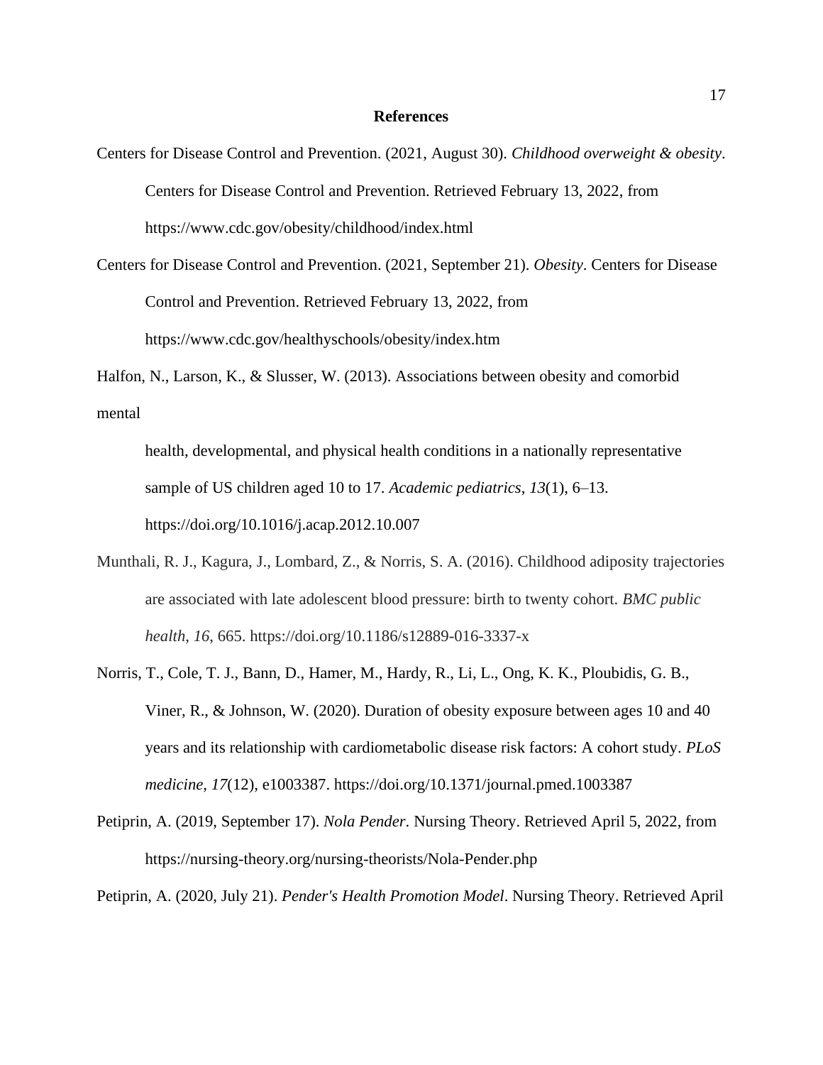## References

Centers for Disease Control and Prevention. (2021, August 30). *Childhood overweight & obesity*. Centers for Disease Control and Prevention. Retrieved February 13, 2022, from https://www.cdc.gov/obesity/childhood/index.html

Centers for Disease Control and Prevention. (2021, September 21). *Obesity*. Centers for Disease Control and Prevention. Retrieved February 13, 2022, from https://www.cdc.gov/healthyschools/obesity/index.htm

Halfon, N., Larson, K., & Slusser, W. (2013). Associations between obesity and comorbid mental health, developmental, and physical health conditions in a nationally representative sample of US children aged 10 to 17. *Academic pediatrics*, *13*(1), 6–13. https://doi.org/10.1016/j.acap.2012.10.007

Munthali, R. J., Kagura, J., Lombard, Z., & Norris, S. A. (2016). Childhood adiposity trajectories are associated with late adolescent blood pressure: birth to twenty cohort. *BMC public health*, *16*, 665. https://doi.org/10.1186/s12889-016-3337-x

Norris, T., Cole, T. J., Bann, D., Hamer, M., Hardy, R., Li, L., Ong, K. K., Ploubidis, G. B., Viner, R., & Johnson, W. (2020). Duration of obesity exposure between ages 10 and 40 years and its relationship with cardiometabolic disease risk factors: A cohort study. *PLoS medicine*, *17*(12), e1003387. https://doi.org/10.1371/journal.pmed.1003387

Petiprin, A. (2019, September 17). *Nola Pender*. Nursing Theory. Retrieved April 5, 2022, from https://nursing-theory.org/nursing-theorists/Nola-Pender.php

Petiprin, A. (2020, July 21). *Pender's Health Promotion Model*. Nursing Theory. Retrieved April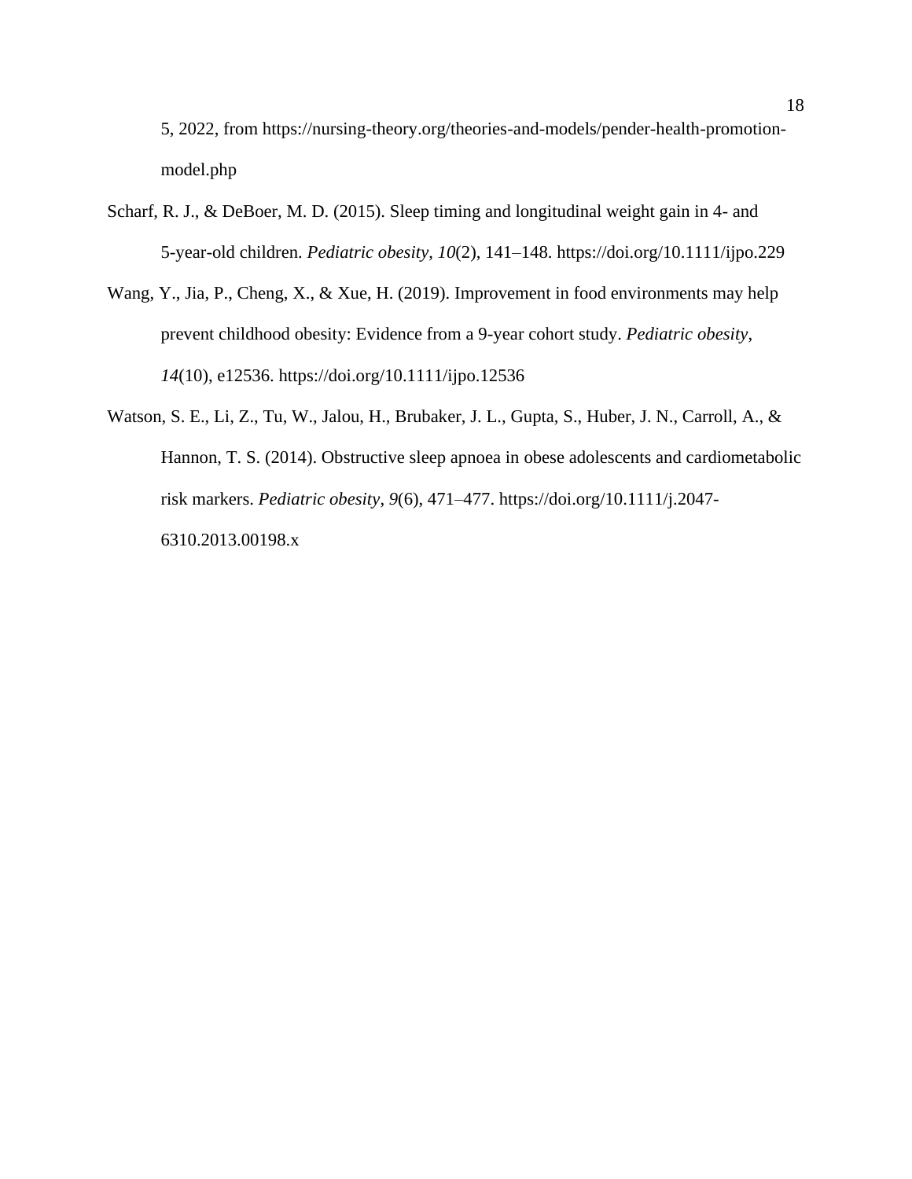5, 2022, from https://nursing-theory.org/theories-and-models/pender-health-promotion-model.php

Scharf, R. J., & DeBoer, M. D. (2015). Sleep timing and longitudinal weight gain in 4- and 5-year-old children. *Pediatric obesity*, *10*(2), 141–148. https://doi.org/10.1111/ijpo.229

Wang, Y., Jia, P., Cheng, X., & Xue, H. (2019). Improvement in food environments may help prevent childhood obesity: Evidence from a 9-year cohort study. *Pediatric obesity*, *14*(10), e12536. https://doi.org/10.1111/ijpo.12536

Watson, S. E., Li, Z., Tu, W., Jalou, H., Brubaker, J. L., Gupta, S., Huber, J. N., Carroll, A., & Hannon, T. S. (2014). Obstructive sleep apnoea in obese adolescents and cardiometabolic risk markers. *Pediatric obesity*, *9*(6), 471–477. https://doi.org/10.1111/j.2047-6310.2013.00198.x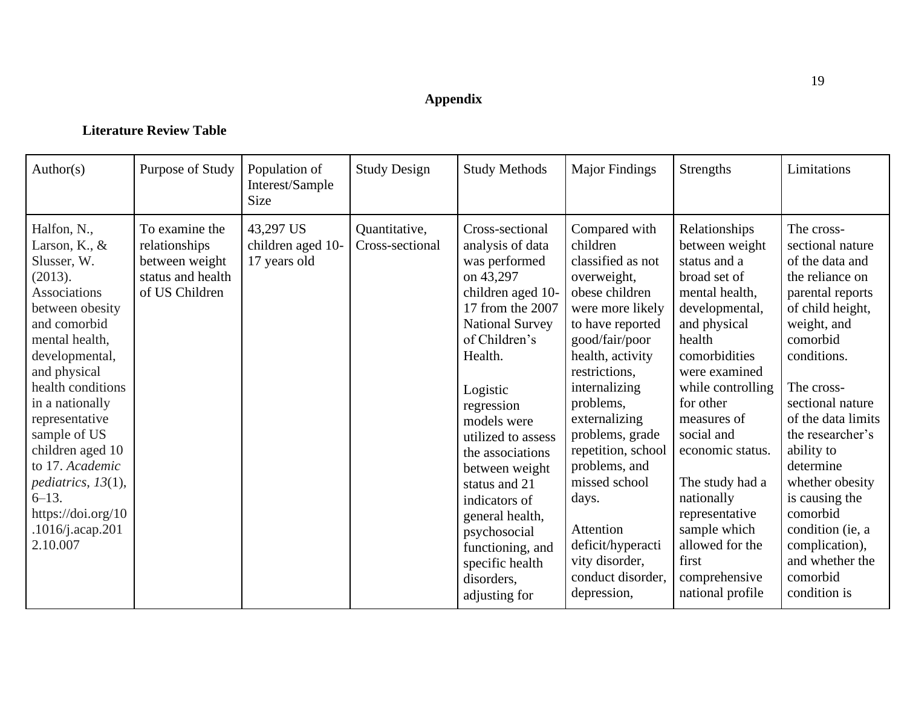## Appendix

### Literature Review Table

| Author(s) | Purpose of Study | Population of Interest/Sample Size | Study Design | Study Methods | Major Findings | Strengths | Limitations |
|---|---|---|---|---|---|---|---|
| Halfon, N., Larson, K., & Slusser, W. (2013). Associations between obesity and comorbid mental health, developmental, and physical health conditions in a nationally representative sample of US children aged 10 to 17. *Academic pediatrics*, *13*(1), 6–13. https://doi.org/10.1016/j.acap.2012.10.007 | To examine the relationships between weight status and health of US Children | 43,297 US children aged 10-17 years old | Quantitative, Cross-sectional | Cross-sectional analysis of data was performed on 43,297 children aged 10-17 from the 2007 National Survey of Children's Health.<br><br>Logistic regression models were utilized to assess the associations between weight status and 21 indicators of general health, psychosocial functioning, and specific health disorders, adjusting for | Compared with children classified as not overweight, obese children were more likely to have reported good/fair/poor health, activity restrictions, internalizing problems, externalizing problems, grade repetition, school problems, and missed school days.<br><br>Attention deficit/hyperactivity disorder, conduct disorder, depression, | Relationships between weight status and a broad set of mental health, developmental, and physical health comorbidities were examined while controlling for other measures of social and economic status.<br><br>The study had a nationally representative sample which allowed for the first comprehensive national profile | The cross-sectional nature of the data and the reliance on parental reports of child height, weight, and comorbid conditions.<br><br>The cross-sectional nature of the data limits the researcher's ability to determine whether obesity is causing the comorbid condition (ie, a complication), and whether the comorbid condition is |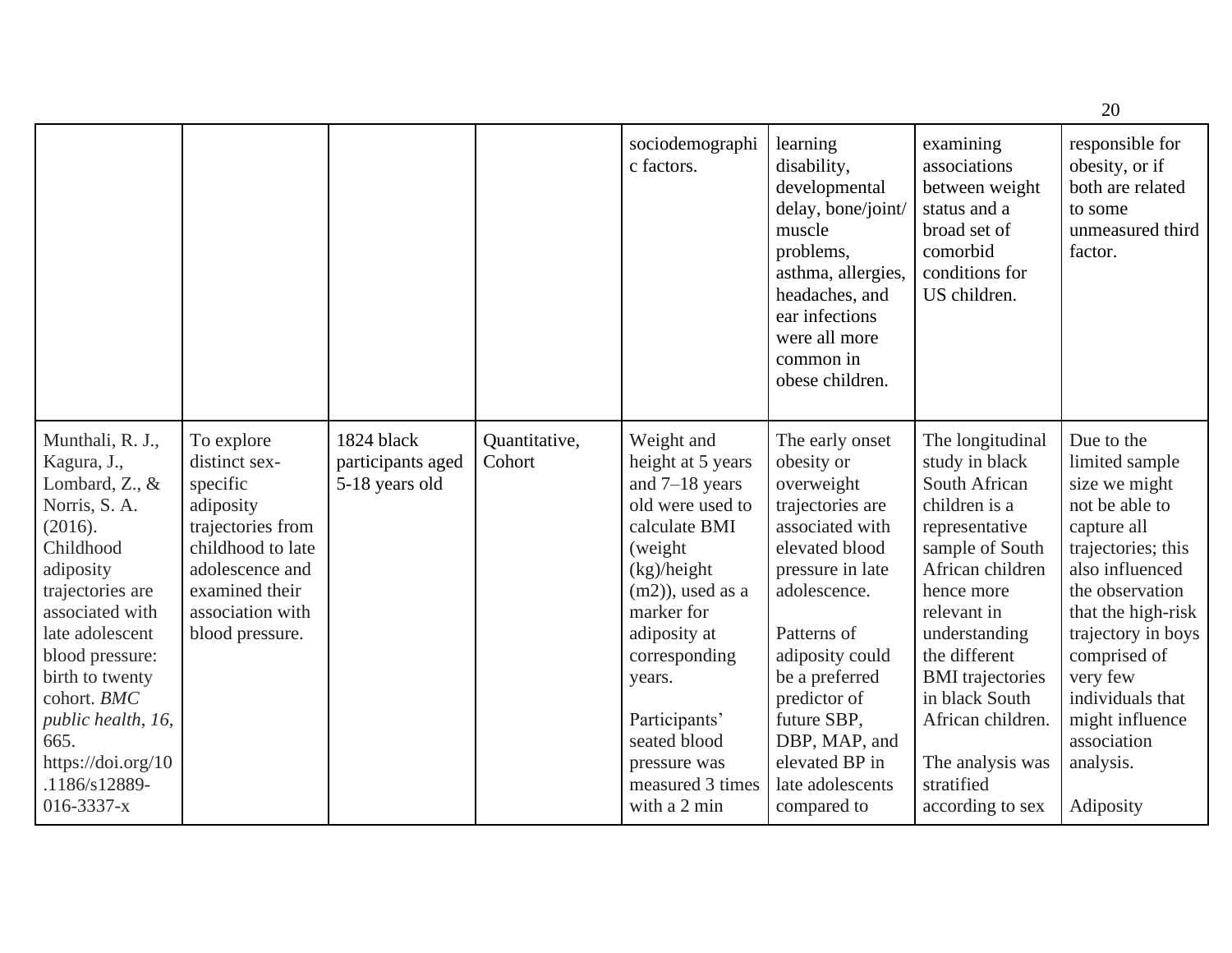| | | | | sociodemographic factors. | learning disability, developmental delay, bone/joint/muscle problems, asthma, allergies, headaches, and ear infections were all more common in obese children. | examining associations between weight status and a broad set of comorbid conditions for US children. | responsible for obesity, or if both are related to some unmeasured third factor. |
|---|---|---|---|---|---|---|---|
| Munthali, R. J., Kagura, J., Lombard, Z., & Norris, S. A. (2016). Childhood adiposity trajectories are associated with late adolescent blood pressure: birth to twenty cohort. *BMC public health*, *16*, 665. https://doi.org/10.1186/s12889-016-3337-x | To explore distinct sex-specific adiposity trajectories from childhood to late adolescence and examined their association with blood pressure. | 1824 black participants aged 5-18 years old | Quantitative, Cohort | Weight and height at 5 years and 7–18 years old were used to calculate BMI (weight (kg)/height (m2)), used as a marker for adiposity at corresponding years.<br><br>Participants' seated blood pressure was measured 3 times with a 2 min | The early onset obesity or overweight trajectories are associated with elevated blood pressure in late adolescence.<br><br>Patterns of adiposity could be a preferred predictor of future SBP, DBP, MAP, and elevated BP in late adolescents compared to | The longitudinal study in black South African children is a representative sample of South African children hence more relevant in understanding the different BMI trajectories in black South African children.<br><br>The analysis was stratified according to sex | Due to the limited sample size we might not be able to capture all trajectories; this also influenced the observation that the high-risk trajectory in boys comprised of very few individuals that might influence association analysis.<br><br>Adiposity |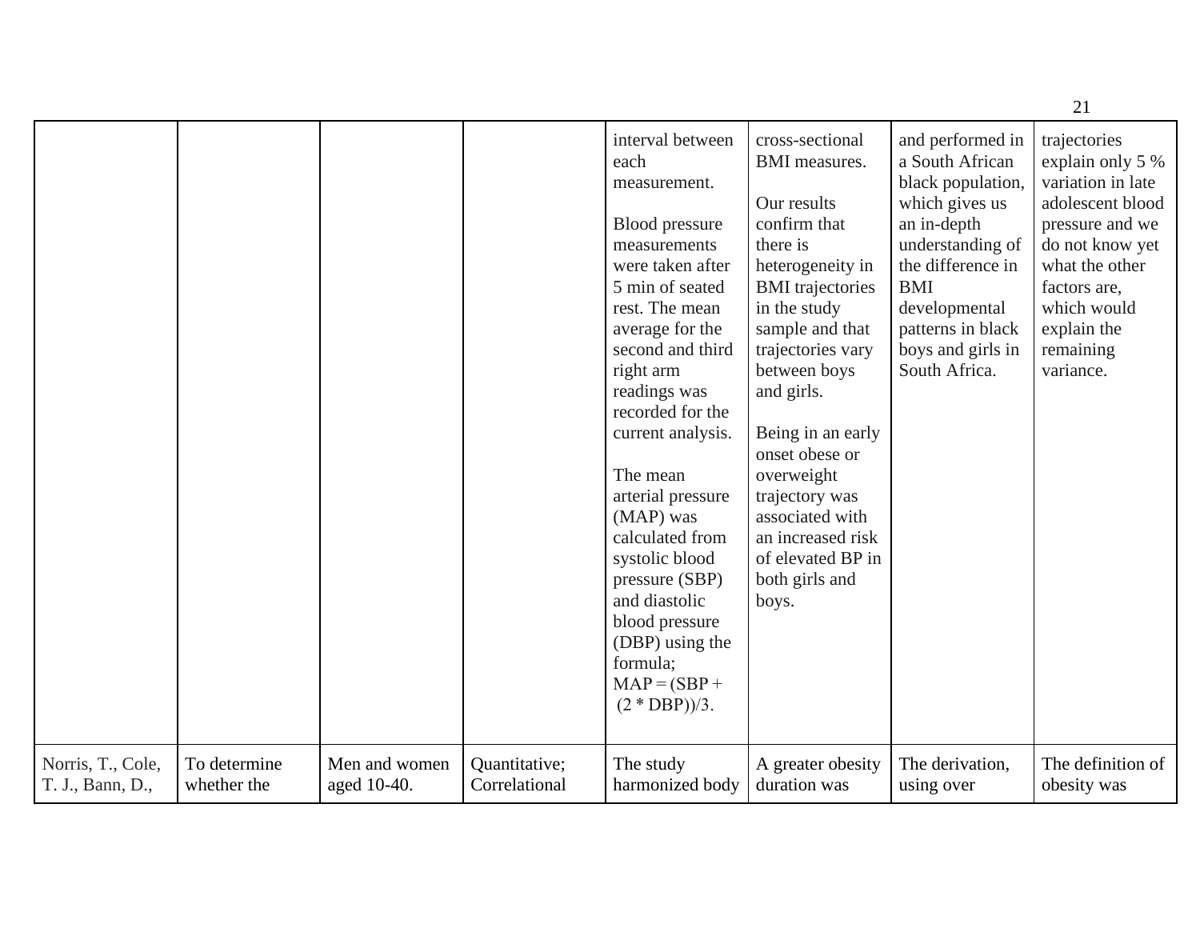| | | | | | | | |
|---|---|---|---|---|---|---|---|
| | | | | interval between each measurement.<br><br>Blood pressure measurements were taken after 5 min of seated rest. The mean average for the second and third right arm readings was recorded for the current analysis.<br><br>The mean arterial pressure (MAP) was calculated from systolic blood pressure (SBP) and diastolic blood pressure (DBP) using the formula; $MAP = (SBP + (2 * DBP))/3$. | cross-sectional BMI measures.<br><br>Our results confirm that there is heterogeneity in BMI trajectories in the study sample and that trajectories vary between boys and girls.<br><br>Being in an early onset obese or overweight trajectory was associated with an increased risk of elevated BP in both girls and boys. | and performed in a South African black population, which gives us an in-depth understanding of the difference in BMI developmental patterns in black boys and girls in South Africa. | trajectories explain only 5 % variation in late adolescent blood pressure and we do not know yet what the other factors are, which would explain the remaining variance. |
| Norris, T., Cole, T. J., Bann, D., | To determine whether the | Men and women aged 10-40. | Quantitative; Correlational | The study harmonized body | A greater obesity duration was | The derivation, using over | The definition of obesity was |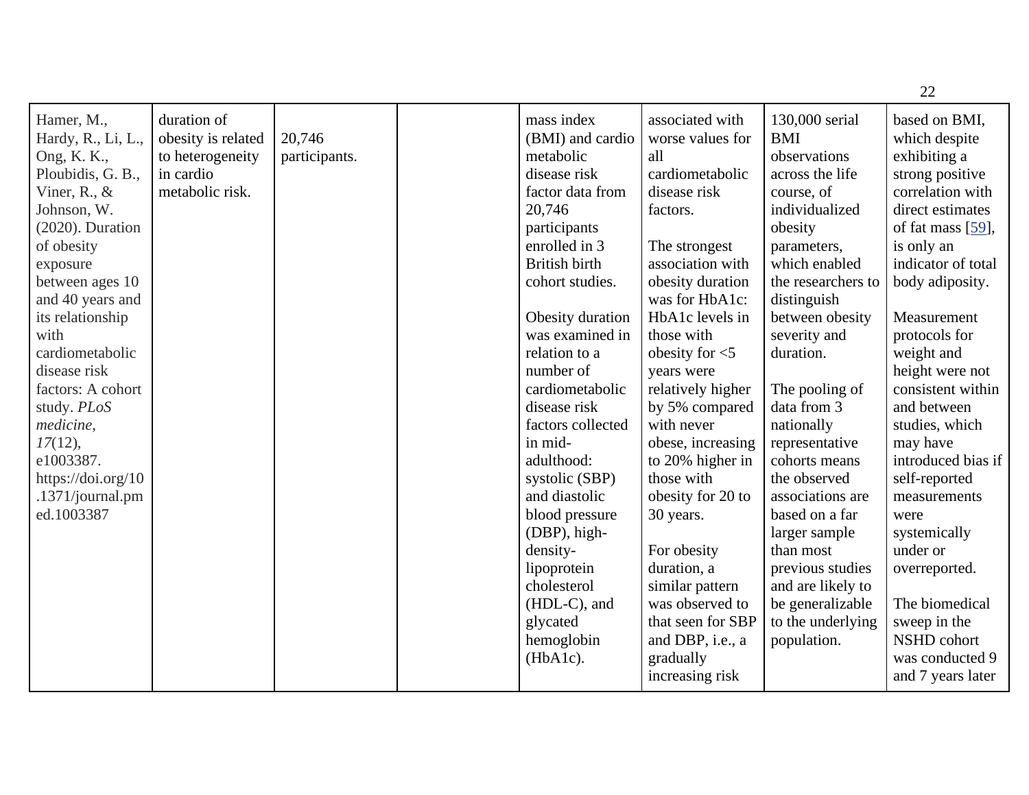| Hamer, M., Hardy, R., Li, L., Ong, K. K., Ploubidis, G. B., Viner, R., & Johnson, W. (2020). Duration of obesity exposure between ages 10 and 40 years and its relationship with cardiometabolic disease risk factors: A cohort study. *PLoS medicine*, *17*(12), e1003387. https://doi.org/10.1371/journal.pmed.1003387 | duration of obesity is related to heterogeneity in cardio metabolic risk. | 20,746 participants. | | mass index (BMI) and cardio metabolic disease risk factor data from 20,746 participants enrolled in 3 British birth cohort studies.<br><br>Obesity duration was examined in relation to a number of cardiometabolic disease risk factors collected in mid-adulthood: systolic (SBP) and diastolic blood pressure (DBP), high-density-lipoprotein cholesterol (HDL-C), and glycated hemoglobin (HbA1c). | associated with worse values for all cardiometabolic disease risk factors.<br><br>The strongest association with obesity duration was for HbA1c: HbA1c levels in those with obesity for <5 years were relatively higher by 5% compared with never obese, increasing to 20% higher in those with obesity for 20 to 30 years.<br><br>For obesity duration, a similar pattern was observed to that seen for SBP and DBP, i.e., a gradually increasing risk | 130,000 serial BMI observations across the life course, of individualized obesity parameters, which enabled the researchers to distinguish between obesity severity and duration.<br><br>The pooling of data from 3 nationally representative cohorts means the observed associations are based on a far larger sample than most previous studies and are likely to be generalizable to the underlying population. | based on BMI, which despite exhibiting a strong positive correlation with direct estimates of fat mass [59], is only an indicator of total body adiposity.<br><br>Measurement protocols for weight and height were not consistent within and between studies, which may have introduced bias if self-reported measurements were systemically under or overreported.<br><br>The biomedical sweep in the NSHD cohort was conducted 9 and 7 years later |
|---|---|---|---|---|---|---|---|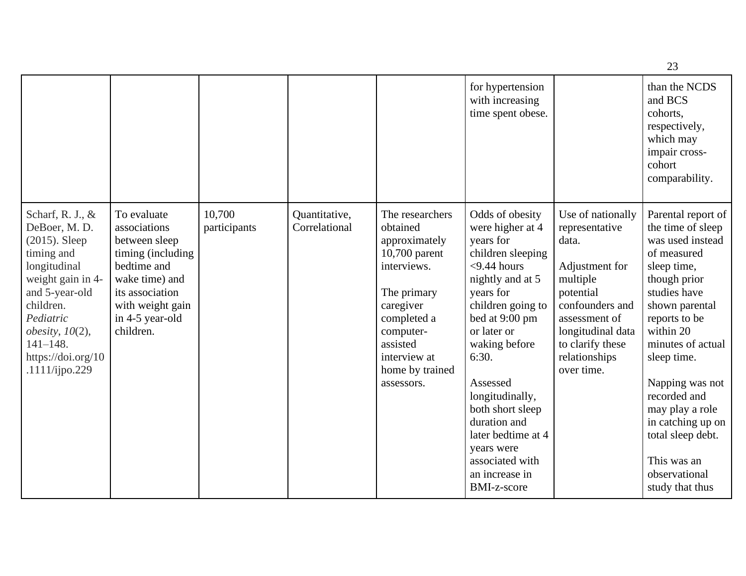| | | | | | | | |
|---|---|---|---|---|---|---|---|
| | | | | | for hypertension with increasing time spent obese. | | than the NCDS and BCS cohorts, respectively, which may impair cross-cohort comparability. |
| Scharf, R. J., & DeBoer, M. D. (2015). Sleep timing and longitudinal weight gain in 4- and 5-year-old children. *Pediatric obesity*, *10*(2), 141–148. https://doi.org/10.1111/ijpo.229 | To evaluate associations between sleep timing (including bedtime and wake time) and its association with weight gain in 4-5 year-old children. | 10,700 participants | Quantitative, Correlational | The researchers obtained approximately 10,700 parent interviews.<br><br>The primary caregiver completed a computer-assisted interview at home by trained assessors. | Odds of obesity were higher at 4 years for children sleeping <9.44 hours nightly and at 5 years for children going to bed at 9:00 pm or later or waking before 6:30.<br><br>Assessed longitudinally, both short sleep duration and later bedtime at 4 years were associated with an increase in BMI-z-score | Use of nationally representative data.<br><br>Adjustment for multiple potential confounders and assessment of longitudinal data to clarify these relationships over time. | Parental report of the time of sleep was used instead of measured sleep time, though prior studies have shown parental reports to be within 20 minutes of actual sleep time.<br><br>Napping was not recorded and may play a role in catching up on total sleep debt.<br><br>This was an observational study that thus |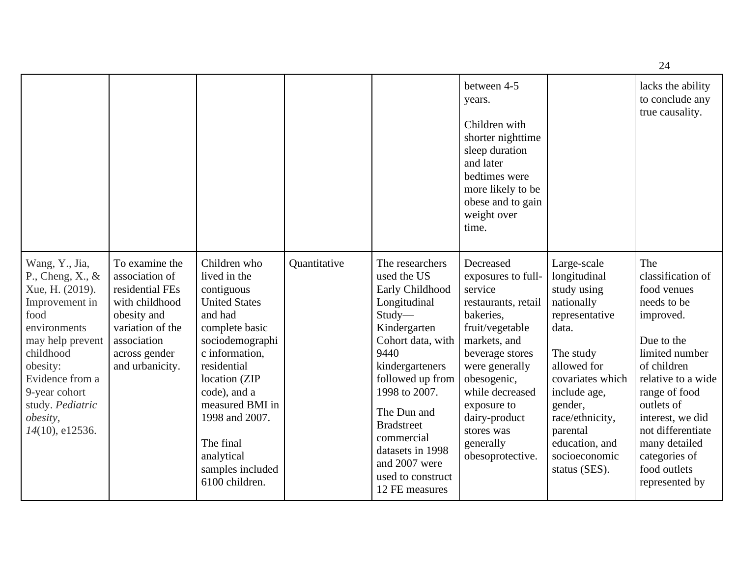|  |  |  |  |  |  |  |  |
|---|---|---|---|---|---|---|---|
|  |  |  |  |  | between 4-5 years.<br><br>Children with shorter nighttime sleep duration and later bedtimes were more likely to be obese and to gain weight over time. |  | lacks the ability to conclude any true causality. |
| Wang, Y., Jia, P., Cheng, X., & Xue, H. (2019). Improvement in food environments may help prevent childhood obesity: Evidence from a 9-year cohort study. *Pediatric obesity*, *14*(10), e12536. | To examine the association of residential FEs with childhood obesity and variation of the association across gender and urbanicity. | Children who lived in the contiguous United States and had complete basic sociodemographic information, residential location (ZIP code), and a measured BMI in 1998 and 2007.<br><br>The final analytical samples included 6100 children. | Quantitative | The researchers used the US Early Childhood Longitudinal Study—Kindergarten Cohort data, with 9440 kindergarteners followed up from 1998 to 2007.<br><br>The Dun and Bradstreet commercial datasets in 1998 and 2007 were used to construct 12 FE measures | Decreased exposures to full-service restaurants, retail bakeries, fruit/vegetable markets, and beverage stores were generally obesogenic, while decreased exposure to dairy-product stores was generally obesoprotective. | Large-scale longitudinal study using nationally representative data.<br><br>The study allowed for covariates which include age, gender, race/ethnicity, parental education, and socioeconomic status (SES). | The classification of food venues needs to be improved.<br><br>Due to the limited number of children relative to a wide range of food outlets of interest, we did not differentiate many detailed categories of food outlets represented by |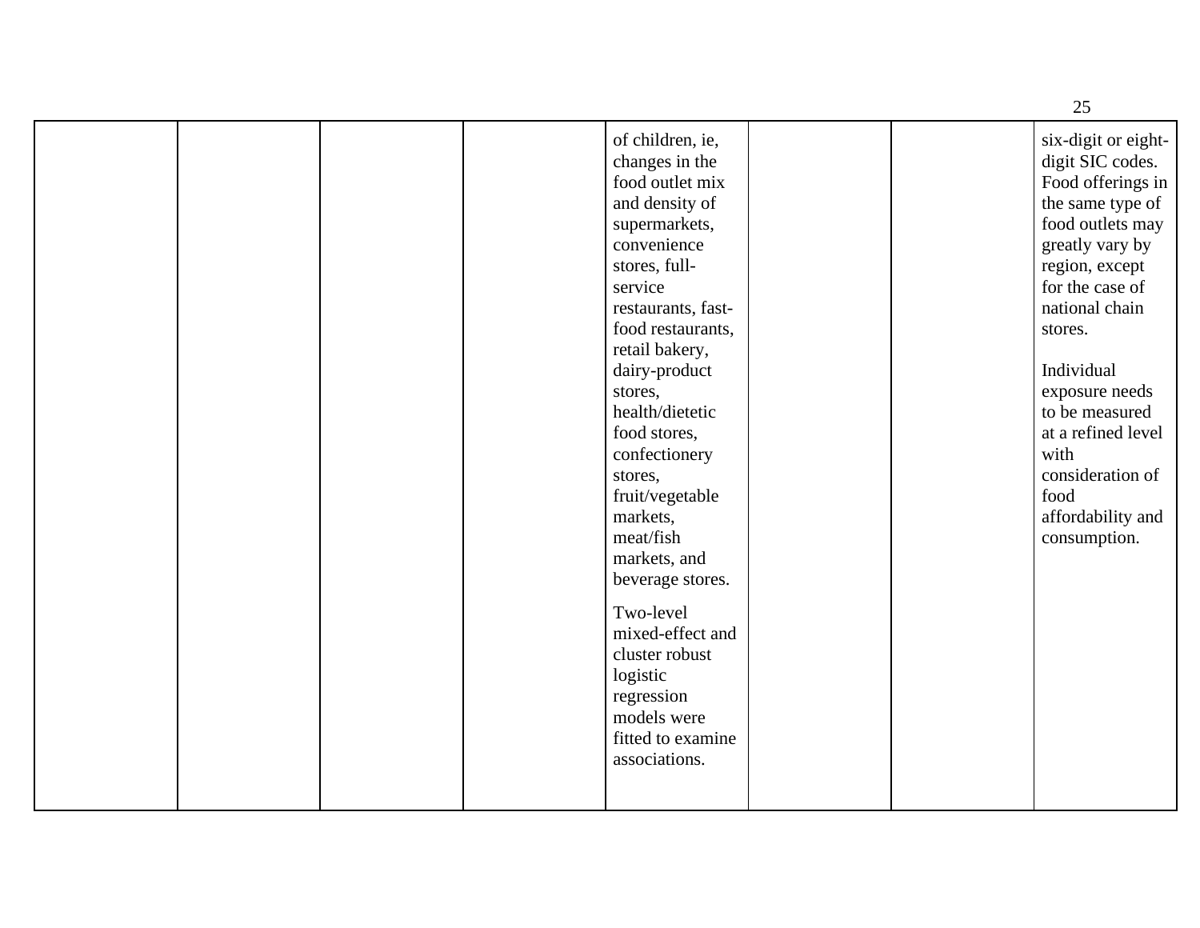| | | | | | | | |
|---|---|---|---|---|---|---|---|
| | | | | of children, ie, changes in the food outlet mix and density of supermarkets, convenience stores, full-service restaurants, fast-food restaurants, retail bakery, dairy-product stores, health/dietetic food stores, confectionery stores, fruit/vegetable markets, meat/fish markets, and beverage stores.<br><br>Two-level mixed-effect and cluster robust logistic regression models were fitted to examine associations. | | | six-digit or eight-digit SIC codes. Food offerings in the same type of food outlets may greatly vary by region, except for the case of national chain stores.<br><br>Individual exposure needs to be measured at a refined level with consideration of food affordability and consumption. |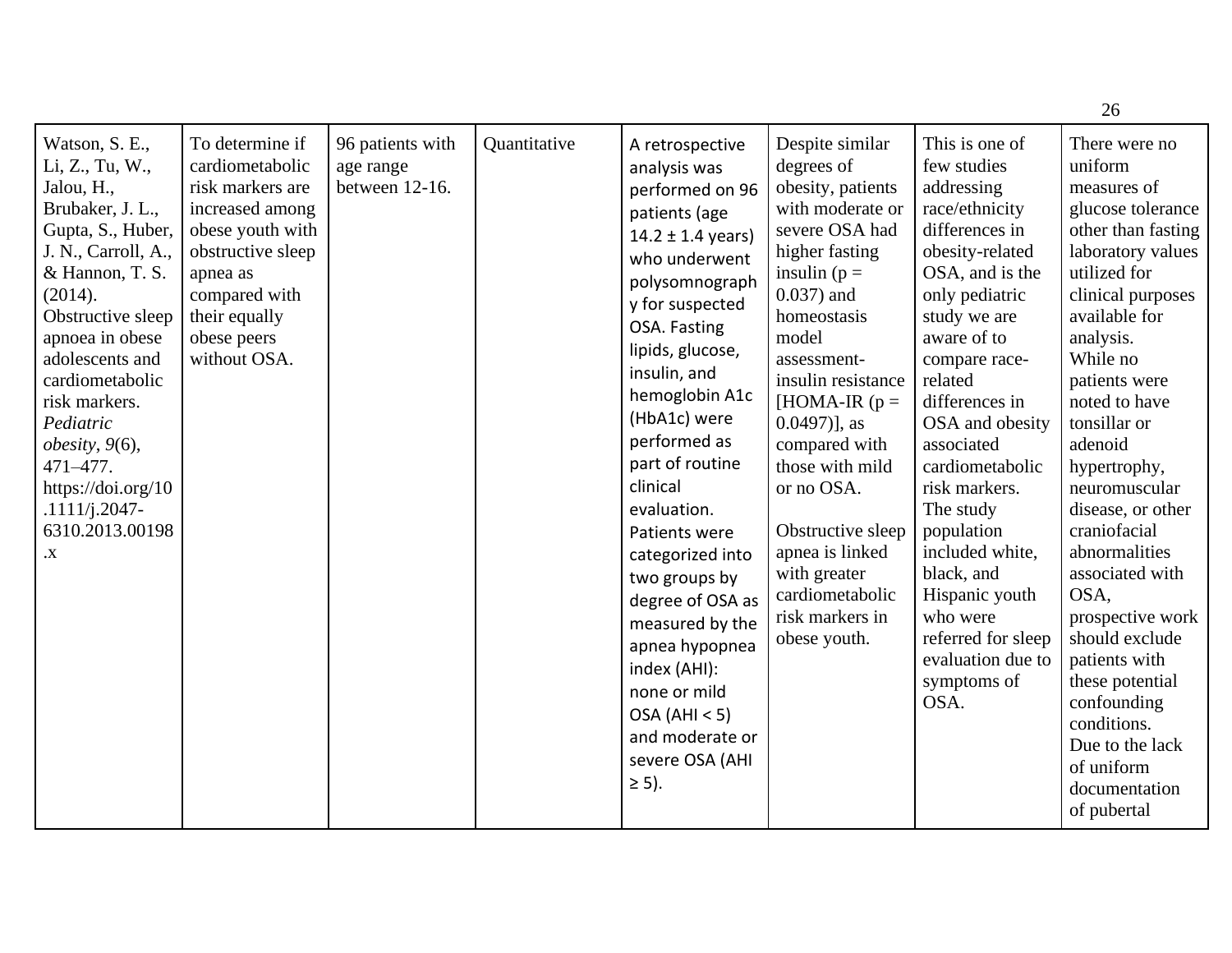| Watson, S. E., Li, Z., Tu, W., Jalou, H., Brubaker, J. L., Gupta, S., Huber, J. N., Carroll, A., & Hannon, T. S. (2014). Obstructive sleep apnoea in obese adolescents and cardiometabolic risk markers. *Pediatric obesity*, *9*(6), 471–477. https://doi.org/10.1111/j.2047-6310.2013.00198.x | To determine if cardiometabolic risk markers are increased among obese youth with obstructive sleep apnea as compared with their equally obese peers without OSA. | 96 patients with age range between 12-16. | Quantitative | A retrospective analysis was performed on 96 patients (age 14.2 ± 1.4 years) who underwent polysomnography for suspected OSA. Fasting lipids, glucose, insulin, and hemoglobin A1c (HbA1c) were performed as part of routine clinical evaluation. Patients were categorized into two groups by degree of OSA as measured by the apnea hypopnea index (AHI): none or mild OSA (AHI < 5) and moderate or severe OSA (AHI ≥ 5). | Despite similar degrees of obesity, patients with moderate or severe OSA had higher fasting insulin ($p = 0.037$) and homeostasis model assessment-insulin resistance [HOMA-IR ($p = 0.0497$)], as compared with those with mild or no OSA.<br><br>Obstructive sleep apnea is linked with greater cardiometabolic risk markers in obese youth. | This is one of few studies addressing race/ethnicity differences in obesity-related OSA, and is the only pediatric study we are aware of to compare race-related differences in OSA and obesity associated cardiometabolic risk markers. The study population included white, black, and Hispanic youth who were referred for sleep evaluation due to symptoms of OSA. | There were no uniform measures of glucose tolerance other than fasting laboratory values utilized for clinical purposes available for analysis.<br>While no patients were noted to have tonsillar or adenoid hypertrophy, neuromuscular disease, or other craniofacial abnormalities associated with OSA, prospective work should exclude patients with these potential confounding conditions.<br>Due to the lack of uniform documentation of pubertal |
|---|---|---|---|---|---|---|---|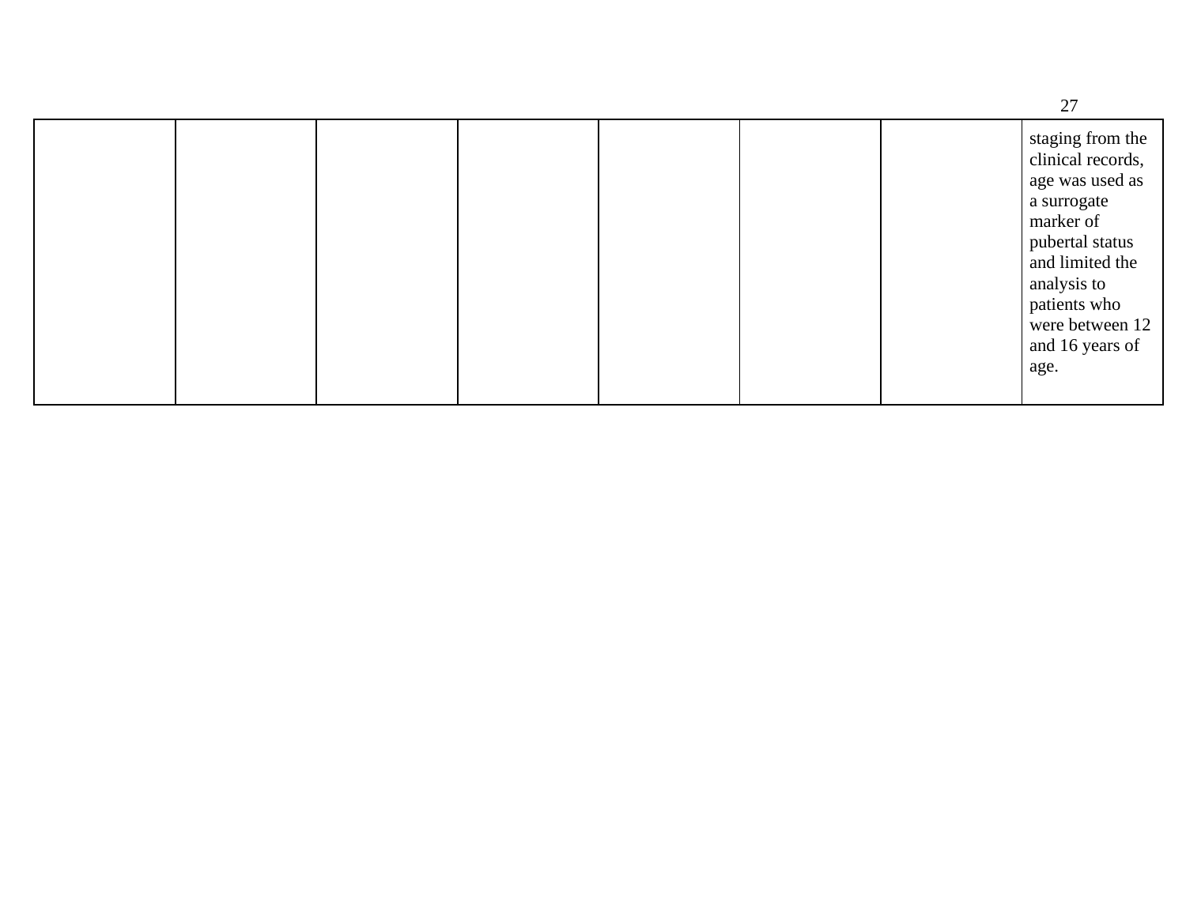| | | | | | | | |
|---|---|---|---|---|---|---|---|
| | | | | | | | staging from the clinical records, age was used as a surrogate marker of pubertal status and limited the analysis to patients who were between 12 and 16 years of age. |